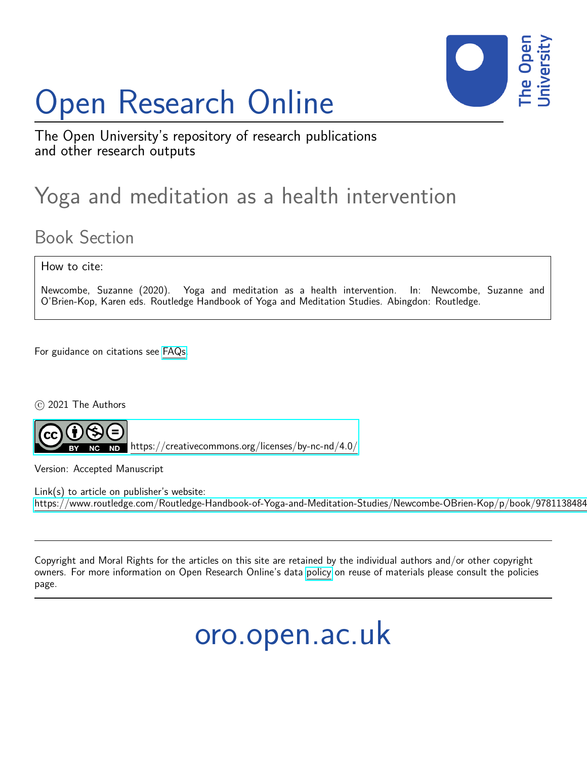# Open Research Online

The Open University's repository of research publications and other research outputs

## Yoga and meditation as a health intervention

### Book Section

How to cite:

Newcombe, Suzanne (2020). Yoga and meditation as a health intervention. In: Newcombe, Suzanne and O'Brien-Kop, Karen eds. Routledge Handbook of Yoga and Meditation Studies. Abingdon: Routledge.

For guidance on citations see FAQs.

© 2021 The Authors

https://creativecommons.org/licenses/by-nc-nd/4.0/

Version: Accepted Manuscript

Link(s) to article on publisher's website:
https://www.routledge.com/Routledge-Handbook-of-Yoga-and-Meditation-Studies/Newcombe-OBrien-Kop/p/book/9781138484

Copyright and Moral Rights for the articles on this site are retained by the individual authors and/or other copyright owners. For more information on Open Research Online's data policy on reuse of materials please consult the policies page.

oro.open.ac.uk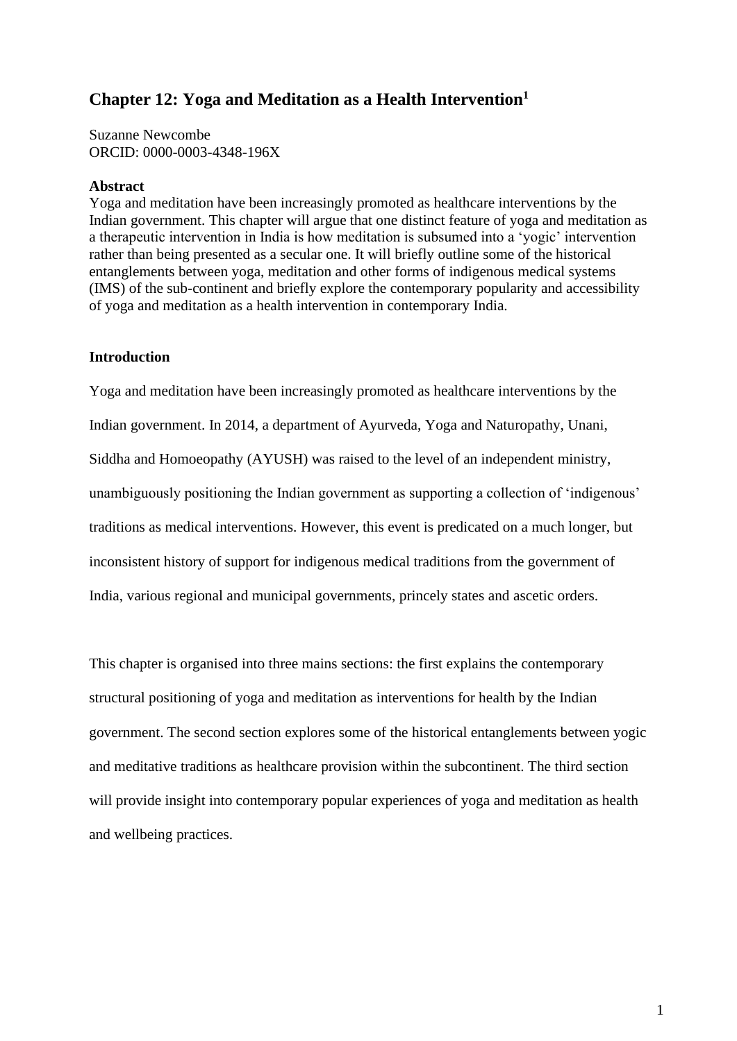# Chapter 12: Yoga and Meditation as a Health Intervention[1]

Suzanne Newcombe
ORCID: 0000-0003-4348-196X

**Abstract**
Yoga and meditation have been increasingly promoted as healthcare interventions by the Indian government. This chapter will argue that one distinct feature of yoga and meditation as a therapeutic intervention in India is how meditation is subsumed into a 'yogic' intervention rather than being presented as a secular one. It will briefly outline some of the historical entanglements between yoga, meditation and other forms of indigenous medical systems (IMS) of the sub-continent and briefly explore the contemporary popularity and accessibility of yoga and meditation as a health intervention in contemporary India.

## Introduction

Yoga and meditation have been increasingly promoted as healthcare interventions by the Indian government. In 2014, a department of Ayurveda, Yoga and Naturopathy, Unani, Siddha and Homoeopathy (AYUSH) was raised to the level of an independent ministry, unambiguously positioning the Indian government as supporting a collection of 'indigenous' traditions as medical interventions. However, this event is predicated on a much longer, but inconsistent history of support for indigenous medical traditions from the government of India, various regional and municipal governments, princely states and ascetic orders.

This chapter is organised into three mains sections: the first explains the contemporary structural positioning of yoga and meditation as interventions for health by the Indian government. The second section explores some of the historical entanglements between yogic and meditative traditions as healthcare provision within the subcontinent. The third section will provide insight into contemporary popular experiences of yoga and meditation as health and wellbeing practices.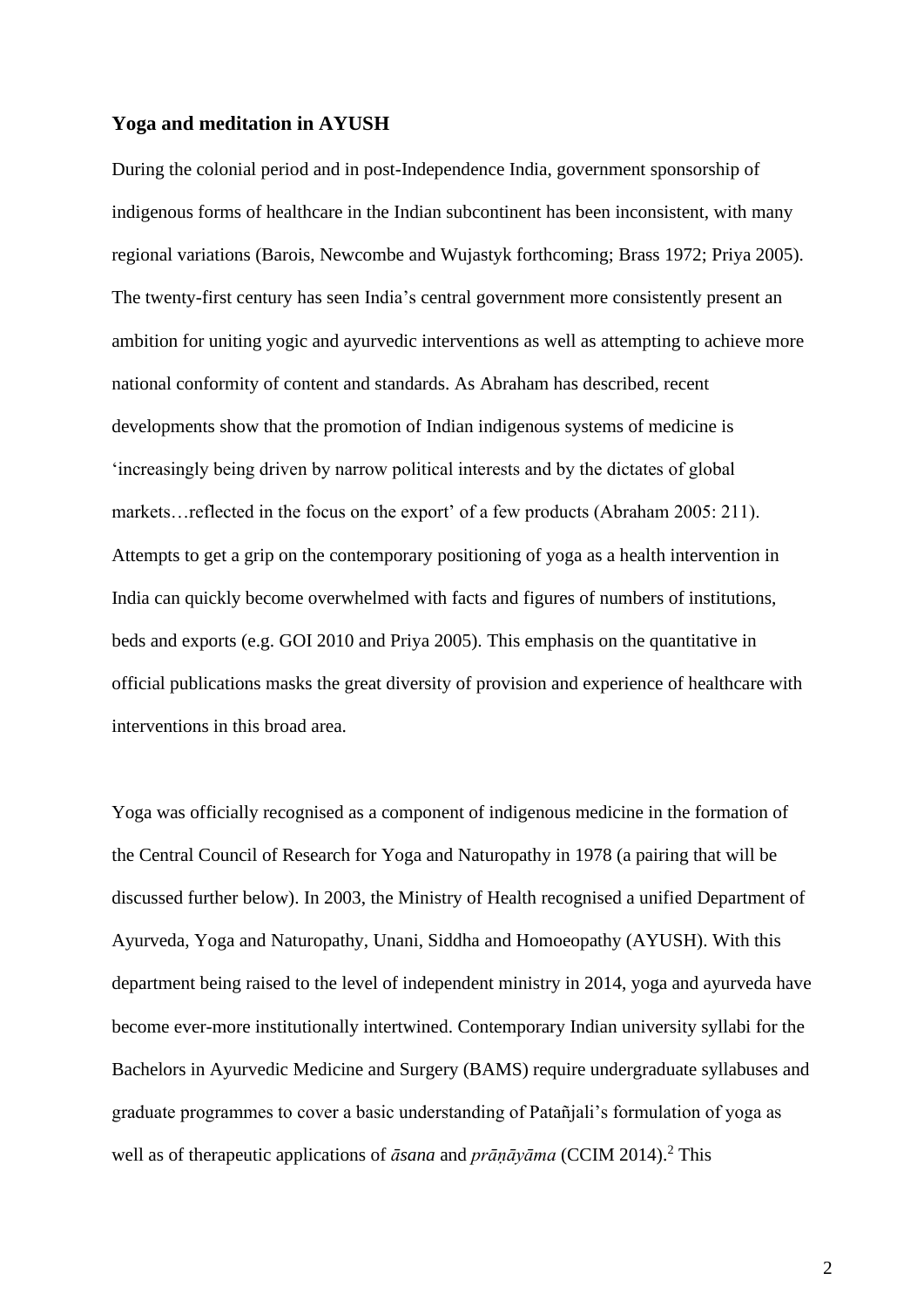## Yoga and meditation in AYUSH

During the colonial period and in post-Independence India, government sponsorship of indigenous forms of healthcare in the Indian subcontinent has been inconsistent, with many regional variations (Barois, Newcombe and Wujastyk forthcoming; Brass 1972; Priya 2005). The twenty-first century has seen India's central government more consistently present an ambition for uniting yogic and ayurvedic interventions as well as attempting to achieve more national conformity of content and standards. As Abraham has described, recent developments show that the promotion of Indian indigenous systems of medicine is 'increasingly being driven by narrow political interests and by the dictates of global markets…reflected in the focus on the export' of a few products (Abraham 2005: 211). Attempts to get a grip on the contemporary positioning of yoga as a health intervention in India can quickly become overwhelmed with facts and figures of numbers of institutions, beds and exports (e.g. GOI 2010 and Priya 2005). This emphasis on the quantitative in official publications masks the great diversity of provision and experience of healthcare with interventions in this broad area.

Yoga was officially recognised as a component of indigenous medicine in the formation of the Central Council of Research for Yoga and Naturopathy in 1978 (a pairing that will be discussed further below). In 2003, the Ministry of Health recognised a unified Department of Ayurveda, Yoga and Naturopathy, Unani, Siddha and Homoeopathy (AYUSH). With this department being raised to the level of independent ministry in 2014, yoga and ayurveda have become ever-more institutionally intertwined. Contemporary Indian university syllabi for the Bachelors in Ayurvedic Medicine and Surgery (BAMS) require undergraduate syllabuses and graduate programmes to cover a basic understanding of Patañjali's formulation of yoga as well as of therapeutic applications of *āsana* and *prāṇāyāma* (CCIM 2014).[2] This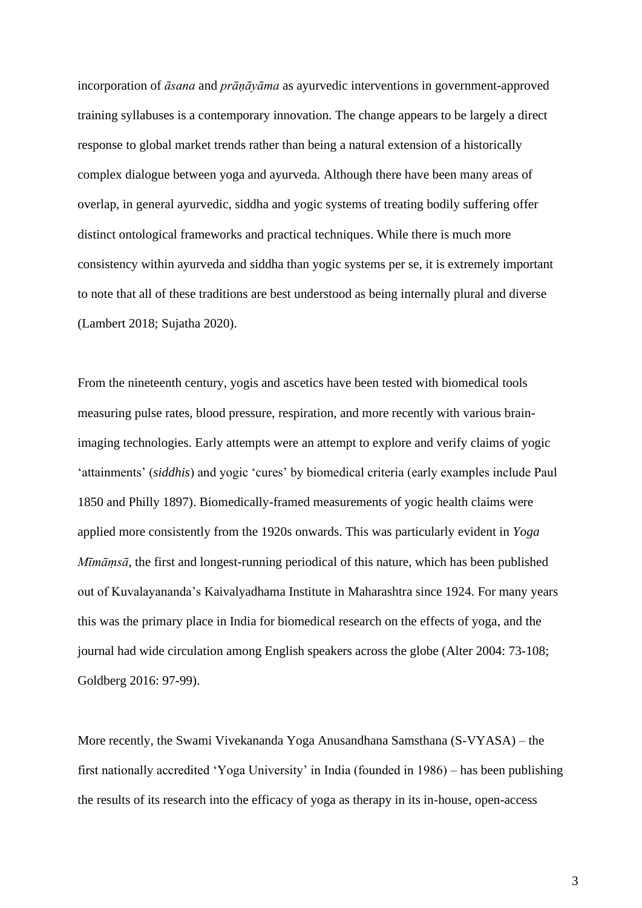incorporation of *āsana* and *prāṇāyāma* as ayurvedic interventions in government-approved training syllabuses is a contemporary innovation. The change appears to be largely a direct response to global market trends rather than being a natural extension of a historically complex dialogue between yoga and ayurveda. Although there have been many areas of overlap, in general ayurvedic, siddha and yogic systems of treating bodily suffering offer distinct ontological frameworks and practical techniques. While there is much more consistency within ayurveda and siddha than yogic systems per se, it is extremely important to note that all of these traditions are best understood as being internally plural and diverse (Lambert 2018; Sujatha 2020).

From the nineteenth century, yogis and ascetics have been tested with biomedical tools measuring pulse rates, blood pressure, respiration, and more recently with various brain-imaging technologies. Early attempts were an attempt to explore and verify claims of yogic 'attainments' (*siddhis*) and yogic 'cures' by biomedical criteria (early examples include Paul 1850 and Philly 1897). Biomedically-framed measurements of yogic health claims were applied more consistently from the 1920s onwards. This was particularly evident in *Yoga Mīmāṃsā*, the first and longest-running periodical of this nature, which has been published out of Kuvalayananda's Kaivalyadhama Institute in Maharashtra since 1924. For many years this was the primary place in India for biomedical research on the effects of yoga, and the journal had wide circulation among English speakers across the globe (Alter 2004: 73-108; Goldberg 2016: 97-99).

More recently, the Swami Vivekananda Yoga Anusandhana Samsthana (S-VYASA) – the first nationally accredited 'Yoga University' in India (founded in 1986) – has been publishing the results of its research into the efficacy of yoga as therapy in its in-house, open-access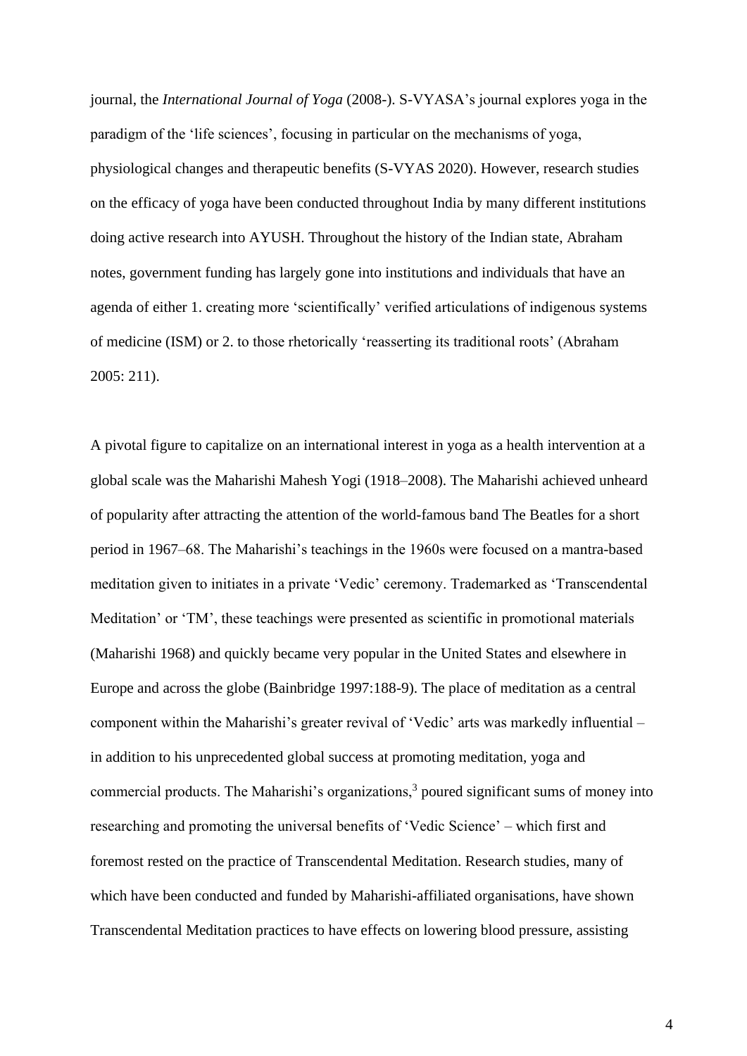journal, the *International Journal of Yoga* (2008-). S-VYASA's journal explores yoga in the paradigm of the 'life sciences', focusing in particular on the mechanisms of yoga, physiological changes and therapeutic benefits (S-VYAS 2020). However, research studies on the efficacy of yoga have been conducted throughout India by many different institutions doing active research into AYUSH. Throughout the history of the Indian state, Abraham notes, government funding has largely gone into institutions and individuals that have an agenda of either 1. creating more 'scientifically' verified articulations of indigenous systems of medicine (ISM) or 2. to those rhetorically 'reasserting its traditional roots' (Abraham 2005: 211).

A pivotal figure to capitalize on an international interest in yoga as a health intervention at a global scale was the Maharishi Mahesh Yogi (1918–2008). The Maharishi achieved unheard of popularity after attracting the attention of the world-famous band The Beatles for a short period in 1967–68. The Maharishi's teachings in the 1960s were focused on a mantra-based meditation given to initiates in a private 'Vedic' ceremony. Trademarked as 'Transcendental Meditation' or 'TM', these teachings were presented as scientific in promotional materials (Maharishi 1968) and quickly became very popular in the United States and elsewhere in Europe and across the globe (Bainbridge 1997:188-9). The place of meditation as a central component within the Maharishi's greater revival of 'Vedic' arts was markedly influential – in addition to his unprecedented global success at promoting meditation, yoga and commercial products. The Maharishi's organizations,[3] poured significant sums of money into researching and promoting the universal benefits of 'Vedic Science' – which first and foremost rested on the practice of Transcendental Meditation. Research studies, many of which have been conducted and funded by Maharishi-affiliated organisations, have shown Transcendental Meditation practices to have effects on lowering blood pressure, assisting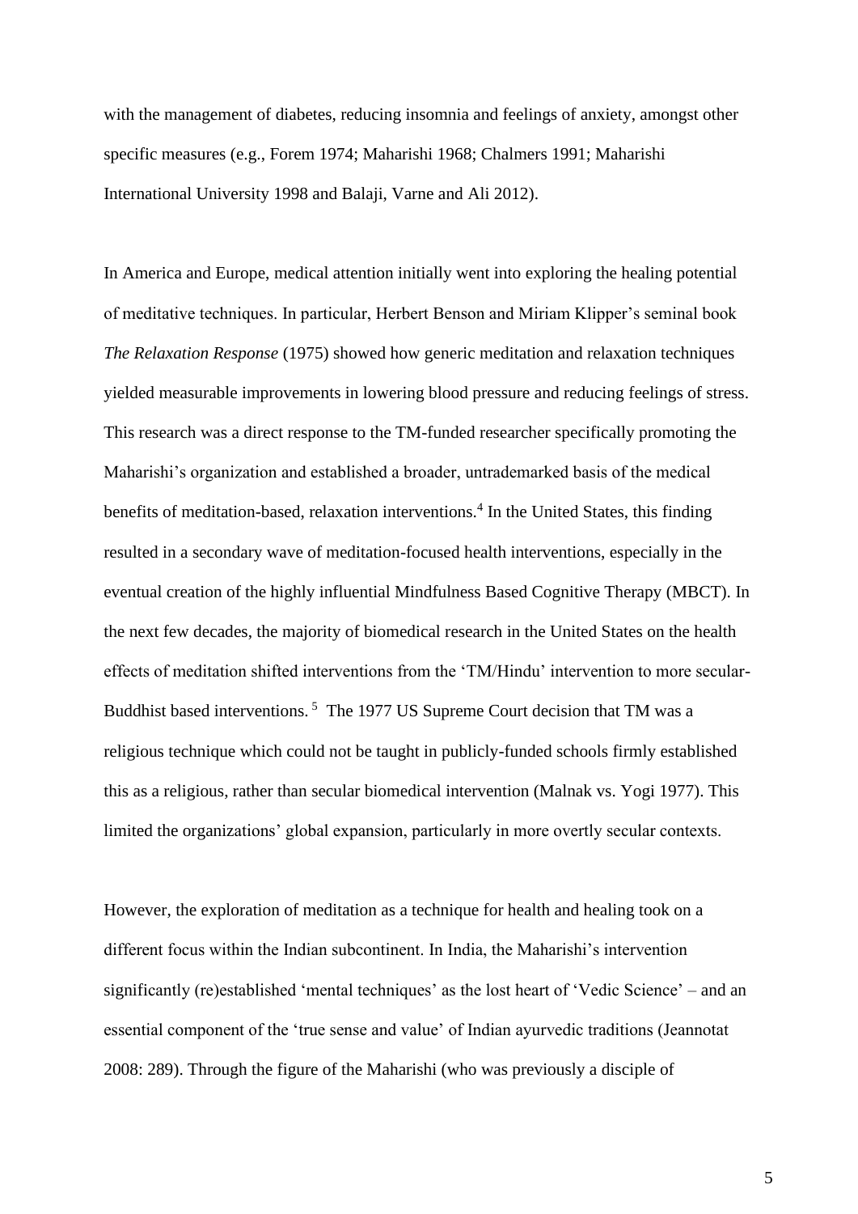with the management of diabetes, reducing insomnia and feelings of anxiety, amongst other specific measures (e.g., Forem 1974; Maharishi 1968; Chalmers 1991; Maharishi International University 1998 and Balaji, Varne and Ali 2012).

In America and Europe, medical attention initially went into exploring the healing potential of meditative techniques. In particular, Herbert Benson and Miriam Klipper's seminal book *The Relaxation Response* (1975) showed how generic meditation and relaxation techniques yielded measurable improvements in lowering blood pressure and reducing feelings of stress. This research was a direct response to the TM-funded researcher specifically promoting the Maharishi's organization and established a broader, untrademarked basis of the medical benefits of meditation-based, relaxation interventions.[4] In the United States, this finding resulted in a secondary wave of meditation-focused health interventions, especially in the eventual creation of the highly influential Mindfulness Based Cognitive Therapy (MBCT). In the next few decades, the majority of biomedical research in the United States on the health effects of meditation shifted interventions from the 'TM/Hindu' intervention to more secular-Buddhist based interventions.[5] The 1977 US Supreme Court decision that TM was a religious technique which could not be taught in publicly-funded schools firmly established this as a religious, rather than secular biomedical intervention (Malnak vs. Yogi 1977). This limited the organizations' global expansion, particularly in more overtly secular contexts.

However, the exploration of meditation as a technique for health and healing took on a different focus within the Indian subcontinent. In India, the Maharishi's intervention significantly (re)established 'mental techniques' as the lost heart of 'Vedic Science' – and an essential component of the 'true sense and value' of Indian ayurvedic traditions (Jeannotat 2008: 289). Through the figure of the Maharishi (who was previously a disciple of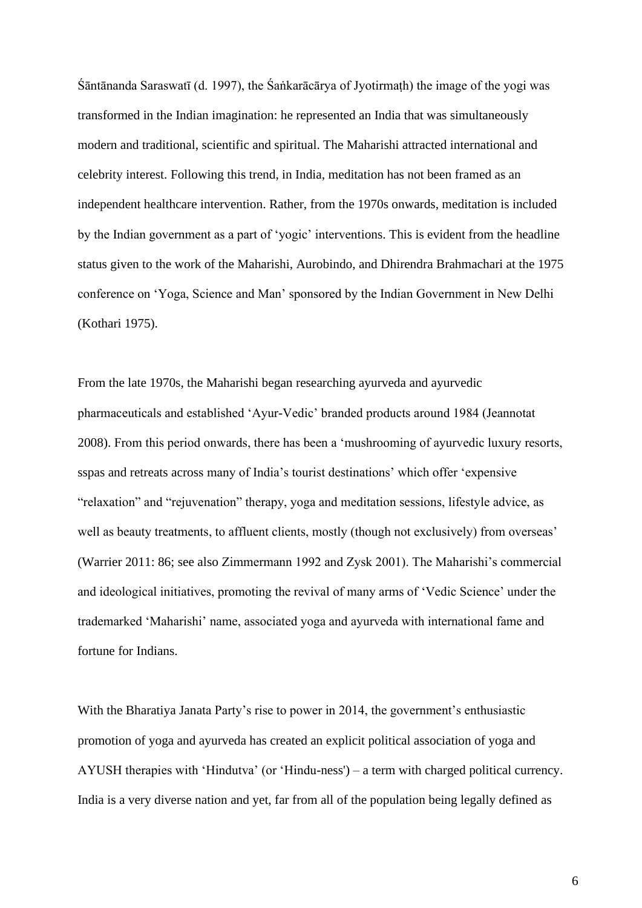Śāntānanda Saraswatī (d. 1997), the Śaṅkarācārya of Jyotirmaṭh) the image of the yogi was transformed in the Indian imagination: he represented an India that was simultaneously modern and traditional, scientific and spiritual. The Maharishi attracted international and celebrity interest. Following this trend, in India, meditation has not been framed as an independent healthcare intervention. Rather, from the 1970s onwards, meditation is included by the Indian government as a part of 'yogic' interventions. This is evident from the headline status given to the work of the Maharishi, Aurobindo, and Dhirendra Brahmachari at the 1975 conference on 'Yoga, Science and Man' sponsored by the Indian Government in New Delhi (Kothari 1975).

From the late 1970s, the Maharishi began researching ayurveda and ayurvedic pharmaceuticals and established 'Ayur-Vedic' branded products around 1984 (Jeannotat 2008). From this period onwards, there has been a 'mushrooming of ayurvedic luxury resorts, sspas and retreats across many of India's tourist destinations' which offer 'expensive "relaxation" and "rejuvenation" therapy, yoga and meditation sessions, lifestyle advice, as well as beauty treatments, to affluent clients, mostly (though not exclusively) from overseas' (Warrier 2011: 86; see also Zimmermann 1992 and Zysk 2001). The Maharishi's commercial and ideological initiatives, promoting the revival of many arms of 'Vedic Science' under the trademarked 'Maharishi' name, associated yoga and ayurveda with international fame and fortune for Indians.

With the Bharatiya Janata Party's rise to power in 2014, the government's enthusiastic promotion of yoga and ayurveda has created an explicit political association of yoga and AYUSH therapies with 'Hindutva' (or 'Hindu-ness') – a term with charged political currency. India is a very diverse nation and yet, far from all of the population being legally defined as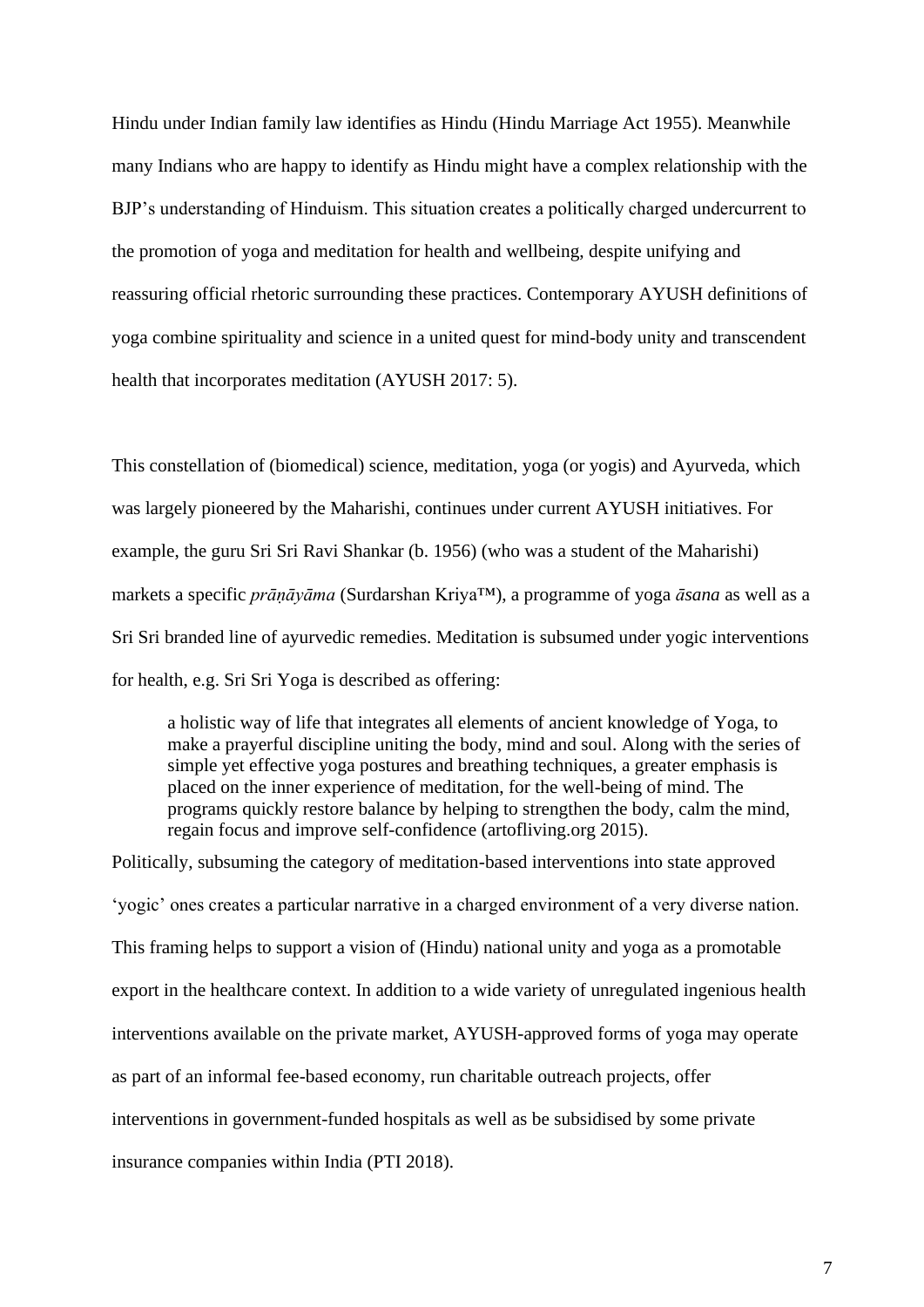Hindu under Indian family law identifies as Hindu (Hindu Marriage Act 1955). Meanwhile many Indians who are happy to identify as Hindu might have a complex relationship with the BJP's understanding of Hinduism. This situation creates a politically charged undercurrent to the promotion of yoga and meditation for health and wellbeing, despite unifying and reassuring official rhetoric surrounding these practices. Contemporary AYUSH definitions of yoga combine spirituality and science in a united quest for mind-body unity and transcendent health that incorporates meditation (AYUSH 2017: 5).

This constellation of (biomedical) science, meditation, yoga (or yogis) and Ayurveda, which was largely pioneered by the Maharishi, continues under current AYUSH initiatives. For example, the guru Sri Sri Ravi Shankar (b. 1956) (who was a student of the Maharishi) markets a specific *prāṇāyāma* (Surdarshan Kriya™), a programme of yoga *āsana* as well as a Sri Sri branded line of ayurvedic remedies. Meditation is subsumed under yogic interventions for health, e.g. Sri Sri Yoga is described as offering:

> a holistic way of life that integrates all elements of ancient knowledge of Yoga, to make a prayerful discipline uniting the body, mind and soul. Along with the series of simple yet effective yoga postures and breathing techniques, a greater emphasis is placed on the inner experience of meditation, for the well-being of mind. The programs quickly restore balance by helping to strengthen the body, calm the mind, regain focus and improve self-confidence (artofliving.org 2015).

Politically, subsuming the category of meditation-based interventions into state approved 'yogic' ones creates a particular narrative in a charged environment of a very diverse nation. This framing helps to support a vision of (Hindu) national unity and yoga as a promotable export in the healthcare context. In addition to a wide variety of unregulated ingenious health interventions available on the private market, AYUSH-approved forms of yoga may operate as part of an informal fee-based economy, run charitable outreach projects, offer interventions in government-funded hospitals as well as be subsidised by some private insurance companies within India (PTI 2018).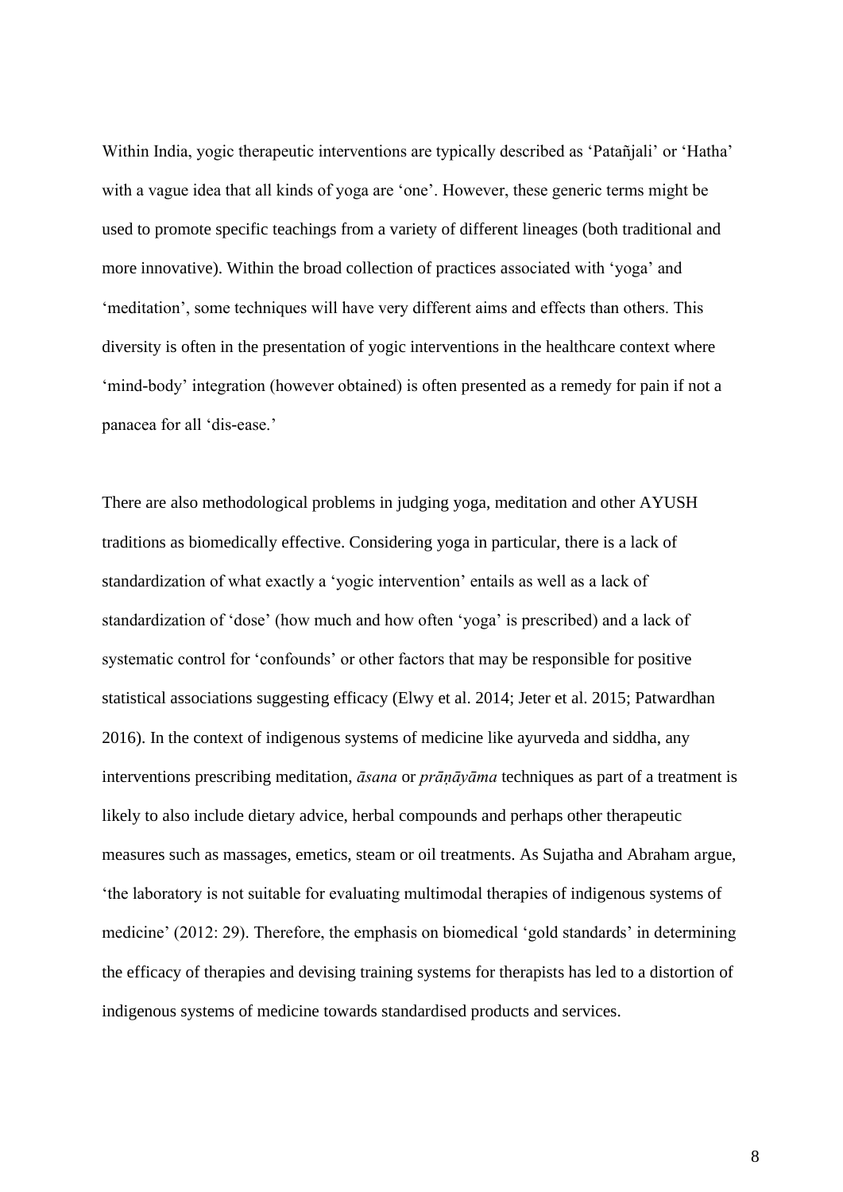Within India, yogic therapeutic interventions are typically described as 'Patañjali' or 'Hatha' with a vague idea that all kinds of yoga are 'one'. However, these generic terms might be used to promote specific teachings from a variety of different lineages (both traditional and more innovative). Within the broad collection of practices associated with 'yoga' and 'meditation', some techniques will have very different aims and effects than others. This diversity is often in the presentation of yogic interventions in the healthcare context where 'mind-body' integration (however obtained) is often presented as a remedy for pain if not a panacea for all 'dis-ease.'

There are also methodological problems in judging yoga, meditation and other AYUSH traditions as biomedically effective. Considering yoga in particular, there is a lack of standardization of what exactly a 'yogic intervention' entails as well as a lack of standardization of 'dose' (how much and how often 'yoga' is prescribed) and a lack of systematic control for 'confounds' or other factors that may be responsible for positive statistical associations suggesting efficacy (Elwy et al. 2014; Jeter et al. 2015; Patwardhan 2016). In the context of indigenous systems of medicine like ayurveda and siddha, any interventions prescribing meditation, *āsana* or *prāṇāyāma* techniques as part of a treatment is likely to also include dietary advice, herbal compounds and perhaps other therapeutic measures such as massages, emetics, steam or oil treatments. As Sujatha and Abraham argue, 'the laboratory is not suitable for evaluating multimodal therapies of indigenous systems of medicine' (2012: 29). Therefore, the emphasis on biomedical 'gold standards' in determining the efficacy of therapies and devising training systems for therapists has led to a distortion of indigenous systems of medicine towards standardised products and services.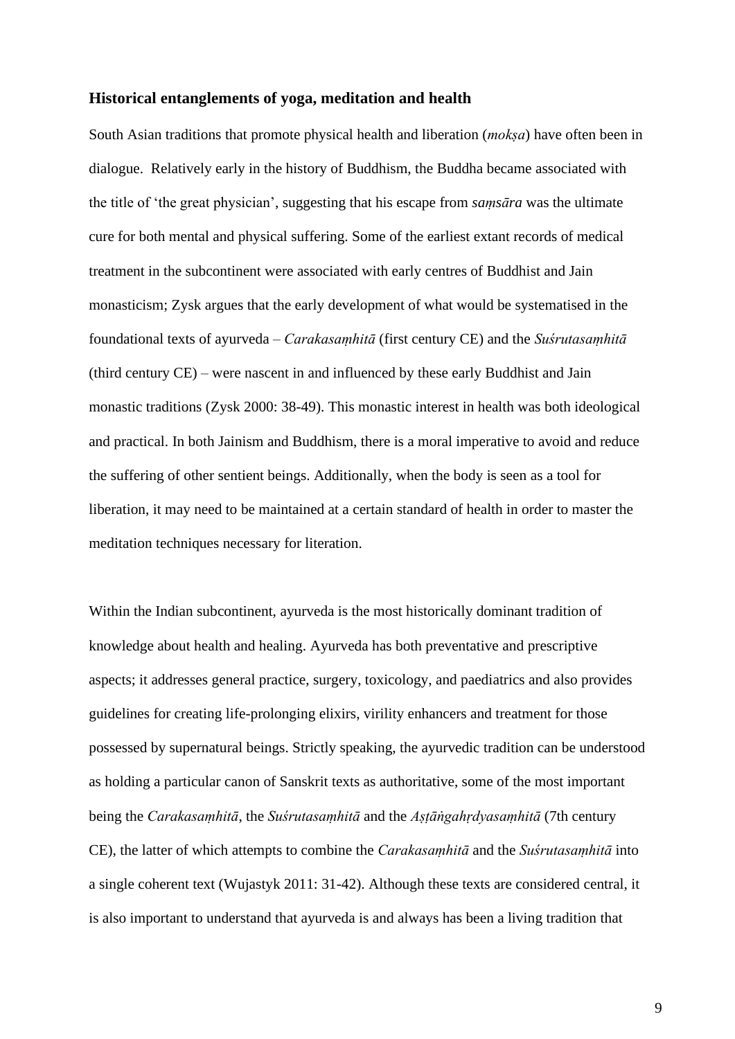### Historical entanglements of yoga, meditation and health

South Asian traditions that promote physical health and liberation (*mokṣa*) have often been in dialogue. Relatively early in the history of Buddhism, the Buddha became associated with the title of 'the great physician', suggesting that his escape from *saṃsāra* was the ultimate cure for both mental and physical suffering. Some of the earliest extant records of medical treatment in the subcontinent were associated with early centres of Buddhist and Jain monasticism; Zysk argues that the early development of what would be systematised in the foundational texts of ayurveda – *Carakasaṃhitā* (first century CE) and the *Suśrutasaṃhitā* (third century CE) – were nascent in and influenced by these early Buddhist and Jain monastic traditions (Zysk 2000: 38-49). This monastic interest in health was both ideological and practical. In both Jainism and Buddhism, there is a moral imperative to avoid and reduce the suffering of other sentient beings. Additionally, when the body is seen as a tool for liberation, it may need to be maintained at a certain standard of health in order to master the meditation techniques necessary for literation.

Within the Indian subcontinent, ayurveda is the most historically dominant tradition of knowledge about health and healing. Ayurveda has both preventative and prescriptive aspects; it addresses general practice, surgery, toxicology, and paediatrics and also provides guidelines for creating life-prolonging elixirs, virility enhancers and treatment for those possessed by supernatural beings. Strictly speaking, the ayurvedic tradition can be understood as holding a particular canon of Sanskrit texts as authoritative, some of the most important being the *Carakasaṃhitā*, the *Suśrutasaṃhitā* and the *Aṣṭāṅgahṛdyasaṃhitā* (7th century CE), the latter of which attempts to combine the *Carakasaṃhitā* and the *Suśrutasaṃhitā* into a single coherent text (Wujastyk 2011: 31-42). Although these texts are considered central, it is also important to understand that ayurveda is and always has been a living tradition that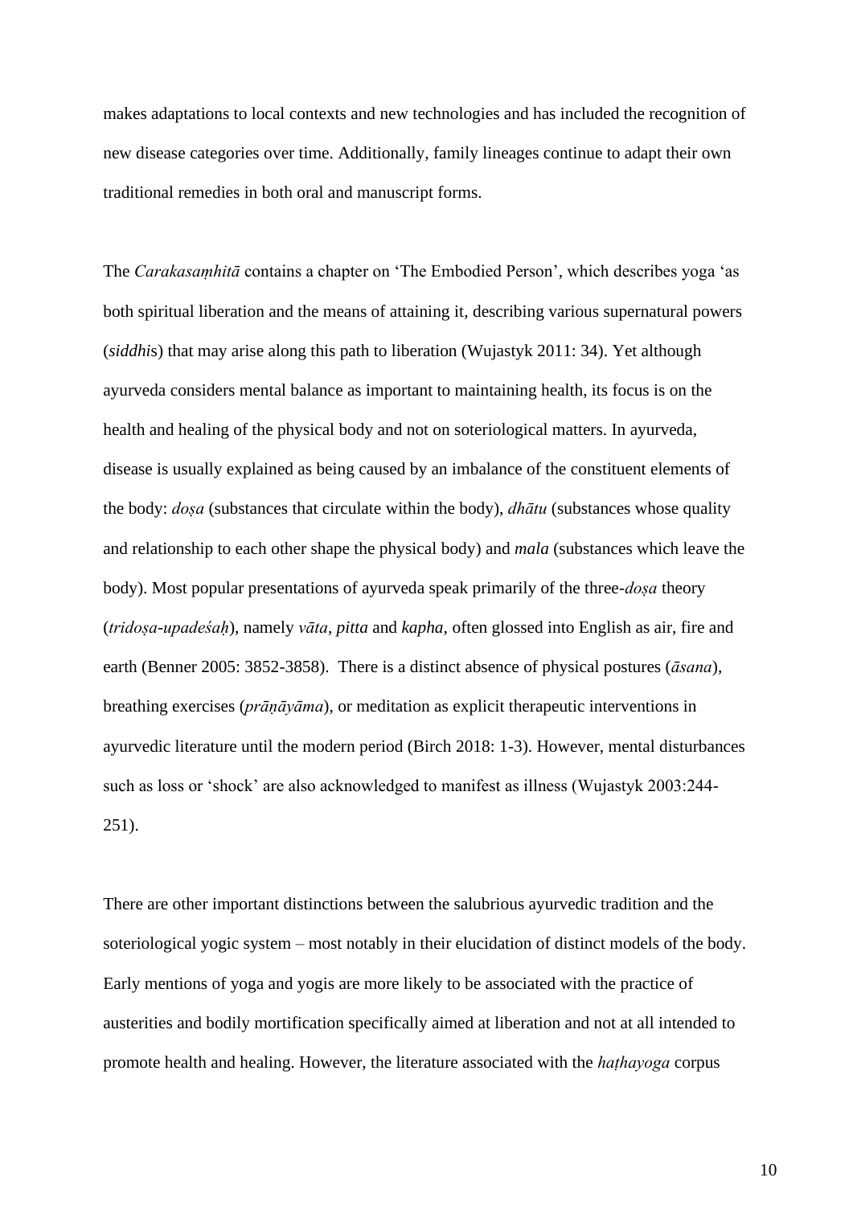makes adaptations to local contexts and new technologies and has included the recognition of new disease categories over time. Additionally, family lineages continue to adapt their own traditional remedies in both oral and manuscript forms.

The *Carakasaṃhitā* contains a chapter on 'The Embodied Person', which describes yoga 'as both spiritual liberation and the means of attaining it, describing various supernatural powers (*siddhi*s) that may arise along this path to liberation (Wujastyk 2011: 34). Yet although ayurveda considers mental balance as important to maintaining health, its focus is on the health and healing of the physical body and not on soteriological matters. In ayurveda, disease is usually explained as being caused by an imbalance of the constituent elements of the body: *doṣa* (substances that circulate within the body), *dhātu* (substances whose quality and relationship to each other shape the physical body) and *mala* (substances which leave the body). Most popular presentations of ayurveda speak primarily of the three-*doṣa* theory (*tridoṣa-upadeśaḥ*), namely *vāta*, *pitta* and *kapha*, often glossed into English as air, fire and earth (Benner 2005: 3852-3858). There is a distinct absence of physical postures (*āsana*), breathing exercises (*prāṇāyāma*), or meditation as explicit therapeutic interventions in ayurvedic literature until the modern period (Birch 2018: 1-3). However, mental disturbances such as loss or 'shock' are also acknowledged to manifest as illness (Wujastyk 2003:244-251).

There are other important distinctions between the salubrious ayurvedic tradition and the soteriological yogic system – most notably in their elucidation of distinct models of the body. Early mentions of yoga and yogis are more likely to be associated with the practice of austerities and bodily mortification specifically aimed at liberation and not at all intended to promote health and healing. However, the literature associated with the *haṭhayoga* corpus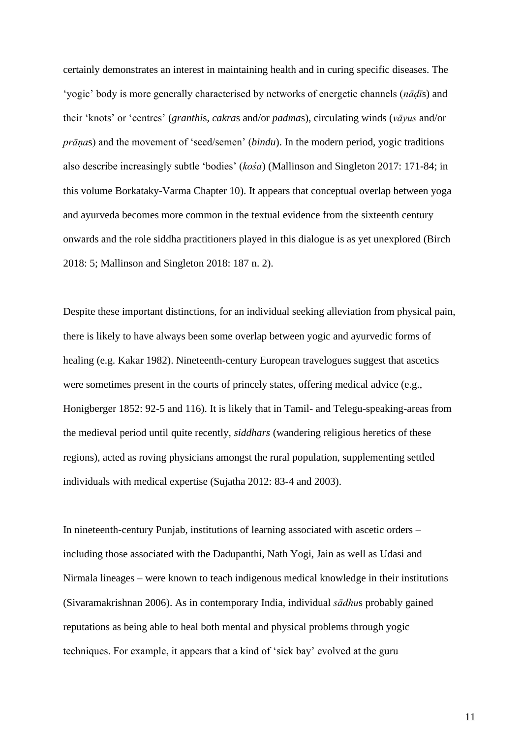certainly demonstrates an interest in maintaining health and in curing specific diseases. The 'yogic' body is more generally characterised by networks of energetic channels (*nāḍī*s) and their 'knots' or 'centres' (*granthi*s, *cakra*s and/or *padma*s), circulating winds (*vāyus* and/or *prāṇa*s) and the movement of 'seed/semen' (*bindu*). In the modern period, yogic traditions also describe increasingly subtle 'bodies' (*kośa*) (Mallinson and Singleton 2017: 171-84; in this volume Borkataky-Varma Chapter 10). It appears that conceptual overlap between yoga and ayurveda becomes more common in the textual evidence from the sixteenth century onwards and the role siddha practitioners played in this dialogue is as yet unexplored (Birch 2018: 5; Mallinson and Singleton 2018: 187 n. 2).

Despite these important distinctions, for an individual seeking alleviation from physical pain, there is likely to have always been some overlap between yogic and ayurvedic forms of healing (e.g. Kakar 1982). Nineteenth-century European travelogues suggest that ascetics were sometimes present in the courts of princely states, offering medical advice (e.g., Honigberger 1852: 92-5 and 116). It is likely that in Tamil- and Telegu-speaking-areas from the medieval period until quite recently, *siddhars* (wandering religious heretics of these regions), acted as roving physicians amongst the rural population, supplementing settled individuals with medical expertise (Sujatha 2012: 83-4 and 2003).

In nineteenth-century Punjab, institutions of learning associated with ascetic orders – including those associated with the Dadupanthi, Nath Yogi, Jain as well as Udasi and Nirmala lineages – were known to teach indigenous medical knowledge in their institutions (Sivaramakrishnan 2006). As in contemporary India, individual *sādhu*s probably gained reputations as being able to heal both mental and physical problems through yogic techniques. For example, it appears that a kind of 'sick bay' evolved at the guru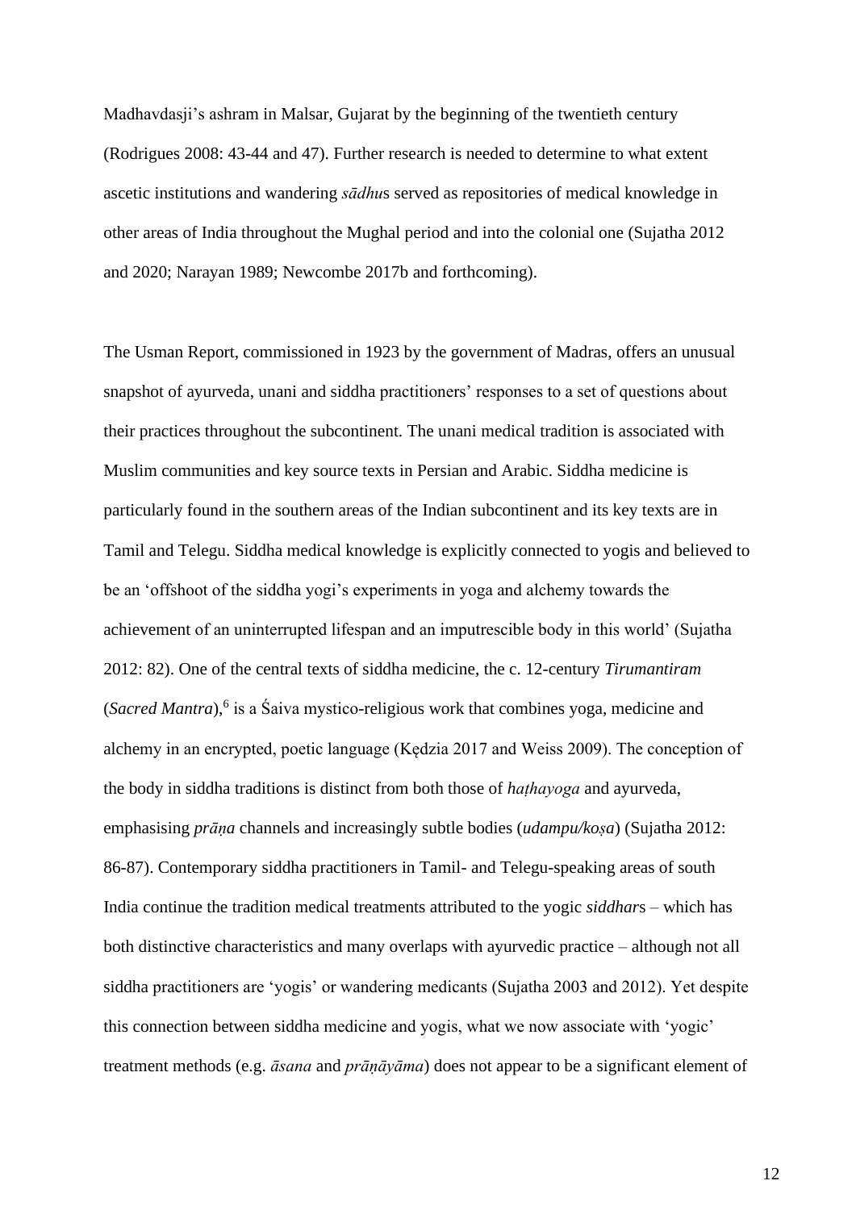Madhavdasji's ashram in Malsar, Gujarat by the beginning of the twentieth century (Rodrigues 2008: 43-44 and 47). Further research is needed to determine to what extent ascetic institutions and wandering *sādhu*s served as repositories of medical knowledge in other areas of India throughout the Mughal period and into the colonial one (Sujatha 2012 and 2020; Narayan 1989; Newcombe 2017b and forthcoming).

The Usman Report, commissioned in 1923 by the government of Madras, offers an unusual snapshot of ayurveda, unani and siddha practitioners' responses to a set of questions about their practices throughout the subcontinent. The unani medical tradition is associated with Muslim communities and key source texts in Persian and Arabic. Siddha medicine is particularly found in the southern areas of the Indian subcontinent and its key texts are in Tamil and Telegu. Siddha medical knowledge is explicitly connected to yogis and believed to be an 'offshoot of the siddha yogi's experiments in yoga and alchemy towards the achievement of an uninterrupted lifespan and an imputrescible body in this world' (Sujatha 2012: 82). One of the central texts of siddha medicine, the c. 12-century *Tirumantiram* (*Sacred Mantra*),[6] is a Śaiva mystico-religious work that combines yoga, medicine and alchemy in an encrypted, poetic language (Kędzia 2017 and Weiss 2009). The conception of the body in siddha traditions is distinct from both those of *haṭhayoga* and ayurveda, emphasising *prāṇa* channels and increasingly subtle bodies (*udampu/koṣa*) (Sujatha 2012: 86-87). Contemporary siddha practitioners in Tamil- and Telegu-speaking areas of south India continue the tradition medical treatments attributed to the yogic *siddhar*s – which has both distinctive characteristics and many overlaps with ayurvedic practice – although not all siddha practitioners are 'yogis' or wandering medicants (Sujatha 2003 and 2012). Yet despite this connection between siddha medicine and yogis, what we now associate with 'yogic' treatment methods (e.g. *āsana* and *prāṇāyāma*) does not appear to be a significant element of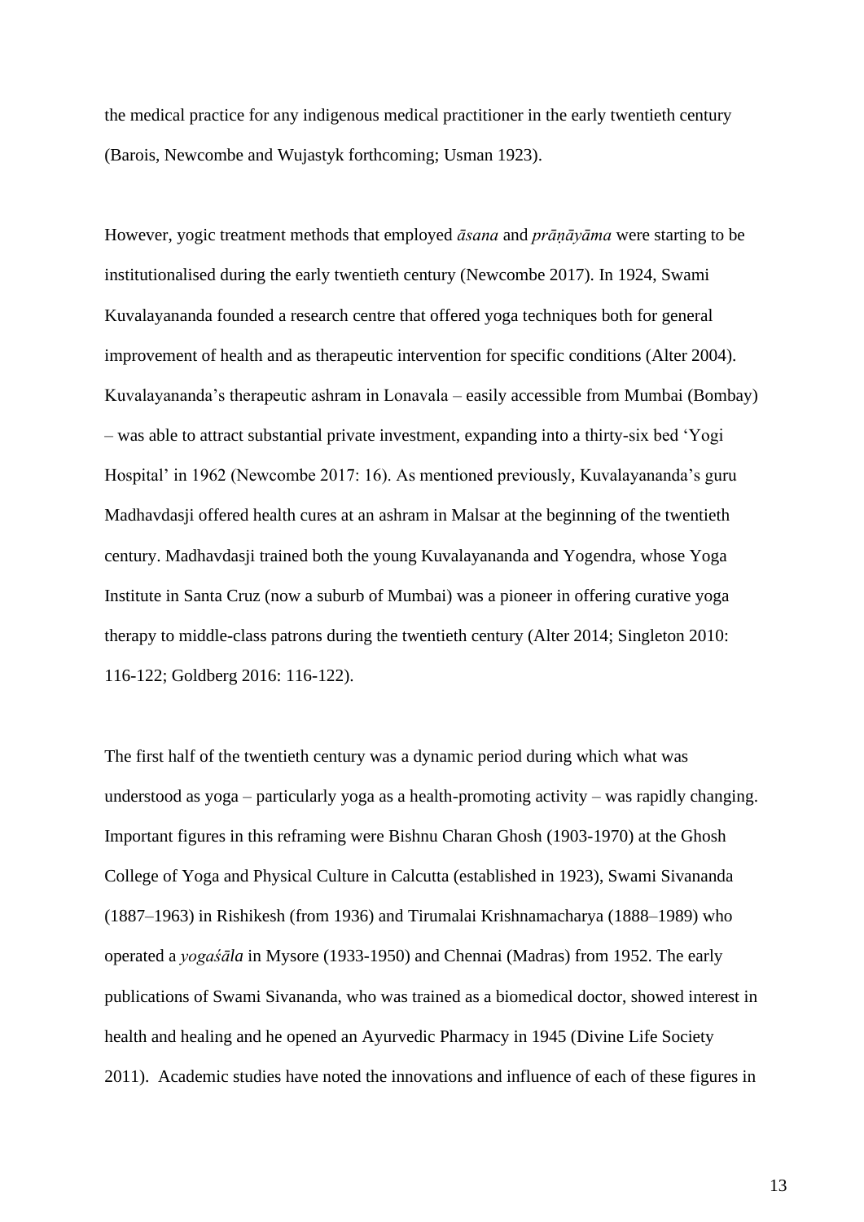the medical practice for any indigenous medical practitioner in the early twentieth century (Barois, Newcombe and Wujastyk forthcoming; Usman 1923).

However, yogic treatment methods that employed *āsana* and *prāṇāyāma* were starting to be institutionalised during the early twentieth century (Newcombe 2017). In 1924, Swami Kuvalayananda founded a research centre that offered yoga techniques both for general improvement of health and as therapeutic intervention for specific conditions (Alter 2004). Kuvalayananda's therapeutic ashram in Lonavala – easily accessible from Mumbai (Bombay) – was able to attract substantial private investment, expanding into a thirty-six bed 'Yogi Hospital' in 1962 (Newcombe 2017: 16). As mentioned previously, Kuvalayananda's guru Madhavdasji offered health cures at an ashram in Malsar at the beginning of the twentieth century. Madhavdasji trained both the young Kuvalayananda and Yogendra, whose Yoga Institute in Santa Cruz (now a suburb of Mumbai) was a pioneer in offering curative yoga therapy to middle-class patrons during the twentieth century (Alter 2014; Singleton 2010: 116-122; Goldberg 2016: 116-122).

The first half of the twentieth century was a dynamic period during which what was understood as yoga – particularly yoga as a health-promoting activity – was rapidly changing. Important figures in this reframing were Bishnu Charan Ghosh (1903-1970) at the Ghosh College of Yoga and Physical Culture in Calcutta (established in 1923), Swami Sivananda (1887–1963) in Rishikesh (from 1936) and Tirumalai Krishnamacharya (1888–1989) who operated a *yogaśāla* in Mysore (1933-1950) and Chennai (Madras) from 1952. The early publications of Swami Sivananda, who was trained as a biomedical doctor, showed interest in health and healing and he opened an Ayurvedic Pharmacy in 1945 (Divine Life Society 2011). Academic studies have noted the innovations and influence of each of these figures in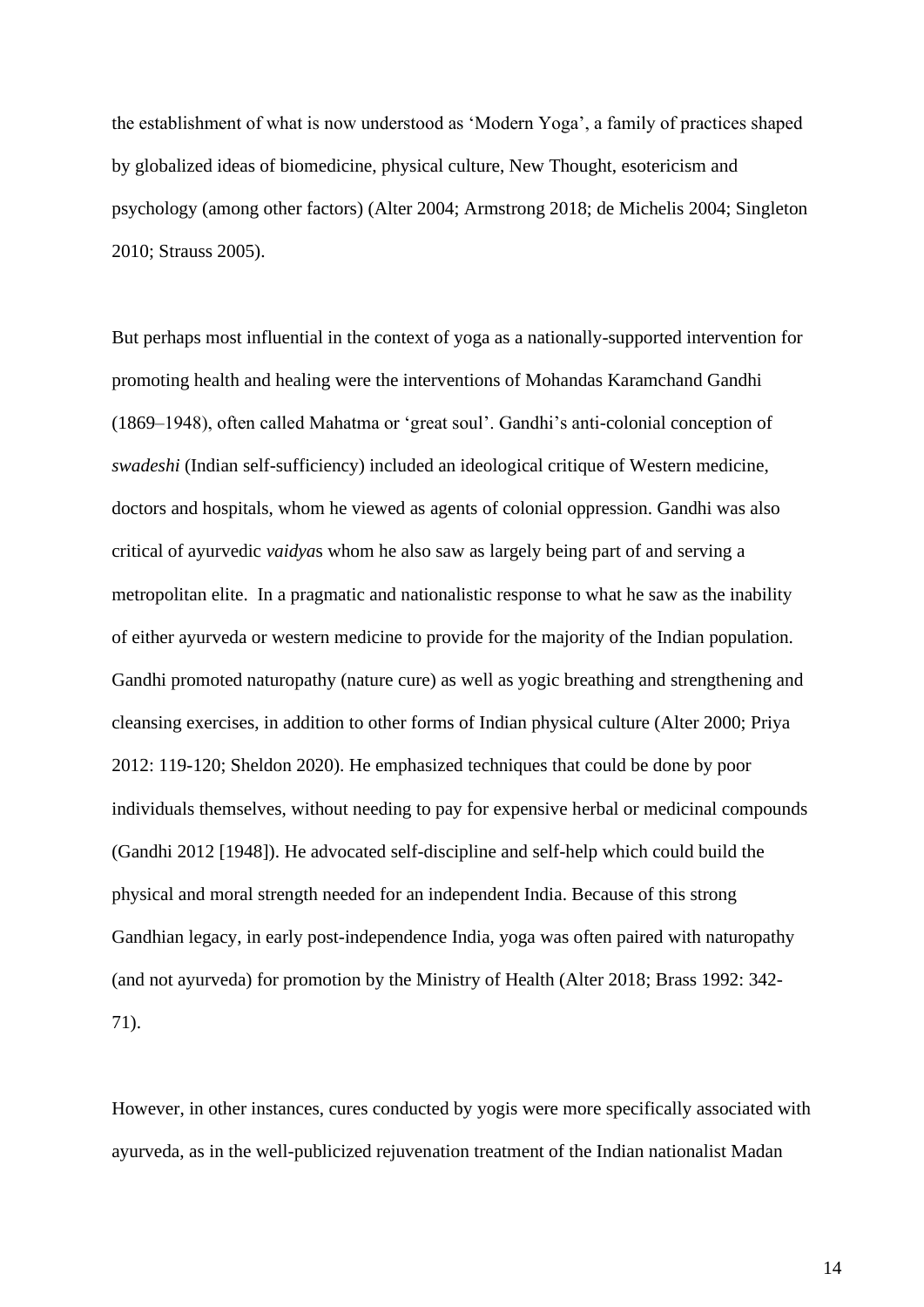the establishment of what is now understood as 'Modern Yoga', a family of practices shaped by globalized ideas of biomedicine, physical culture, New Thought, esotericism and psychology (among other factors) (Alter 2004; Armstrong 2018; de Michelis 2004; Singleton 2010; Strauss 2005).

But perhaps most influential in the context of yoga as a nationally-supported intervention for promoting health and healing were the interventions of Mohandas Karamchand Gandhi (1869–1948), often called Mahatma or 'great soul'. Gandhi's anti-colonial conception of *swadeshi* (Indian self-sufficiency) included an ideological critique of Western medicine, doctors and hospitals, whom he viewed as agents of colonial oppression. Gandhi was also critical of ayurvedic *vaidya*s whom he also saw as largely being part of and serving a metropolitan elite. In a pragmatic and nationalistic response to what he saw as the inability of either ayurveda or western medicine to provide for the majority of the Indian population. Gandhi promoted naturopathy (nature cure) as well as yogic breathing and strengthening and cleansing exercises, in addition to other forms of Indian physical culture (Alter 2000; Priya 2012: 119-120; Sheldon 2020). He emphasized techniques that could be done by poor individuals themselves, without needing to pay for expensive herbal or medicinal compounds (Gandhi 2012 [1948]). He advocated self-discipline and self-help which could build the physical and moral strength needed for an independent India. Because of this strong Gandhian legacy, in early post-independence India, yoga was often paired with naturopathy (and not ayurveda) for promotion by the Ministry of Health (Alter 2018; Brass 1992: 342-71).

However, in other instances, cures conducted by yogis were more specifically associated with ayurveda, as in the well-publicized rejuvenation treatment of the Indian nationalist Madan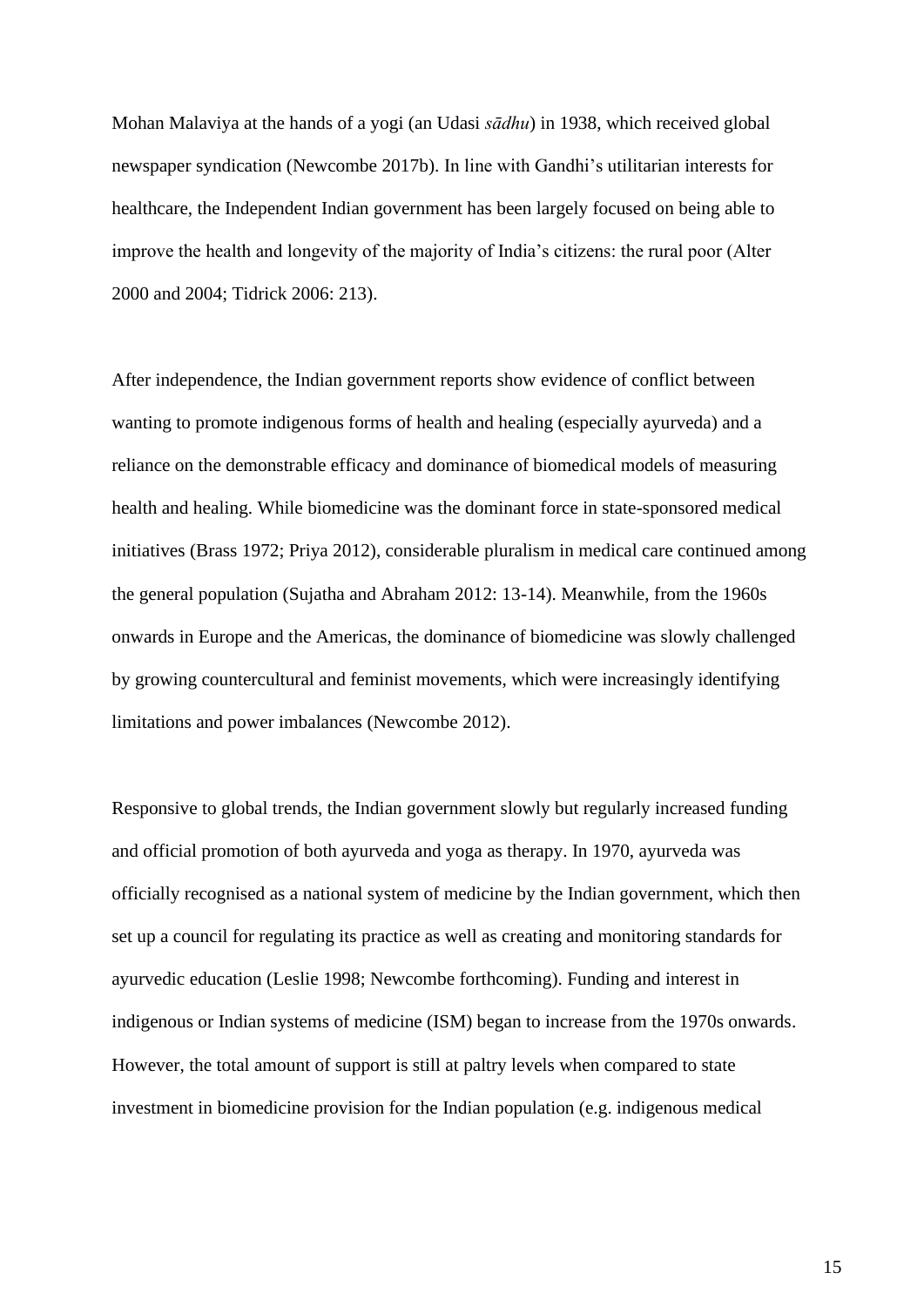Mohan Malaviya at the hands of a yogi (an Udasi *sādhu*) in 1938, which received global newspaper syndication (Newcombe 2017b). In line with Gandhi's utilitarian interests for healthcare, the Independent Indian government has been largely focused on being able to improve the health and longevity of the majority of India's citizens: the rural poor (Alter 2000 and 2004; Tidrick 2006: 213).

After independence, the Indian government reports show evidence of conflict between wanting to promote indigenous forms of health and healing (especially ayurveda) and a reliance on the demonstrable efficacy and dominance of biomedical models of measuring health and healing. While biomedicine was the dominant force in state-sponsored medical initiatives (Brass 1972; Priya 2012), considerable pluralism in medical care continued among the general population (Sujatha and Abraham 2012: 13-14). Meanwhile, from the 1960s onwards in Europe and the Americas, the dominance of biomedicine was slowly challenged by growing countercultural and feminist movements, which were increasingly identifying limitations and power imbalances (Newcombe 2012).

Responsive to global trends, the Indian government slowly but regularly increased funding and official promotion of both ayurveda and yoga as therapy. In 1970, ayurveda was officially recognised as a national system of medicine by the Indian government, which then set up a council for regulating its practice as well as creating and monitoring standards for ayurvedic education (Leslie 1998; Newcombe forthcoming). Funding and interest in indigenous or Indian systems of medicine (ISM) began to increase from the 1970s onwards. However, the total amount of support is still at paltry levels when compared to state investment in biomedicine provision for the Indian population (e.g. indigenous medical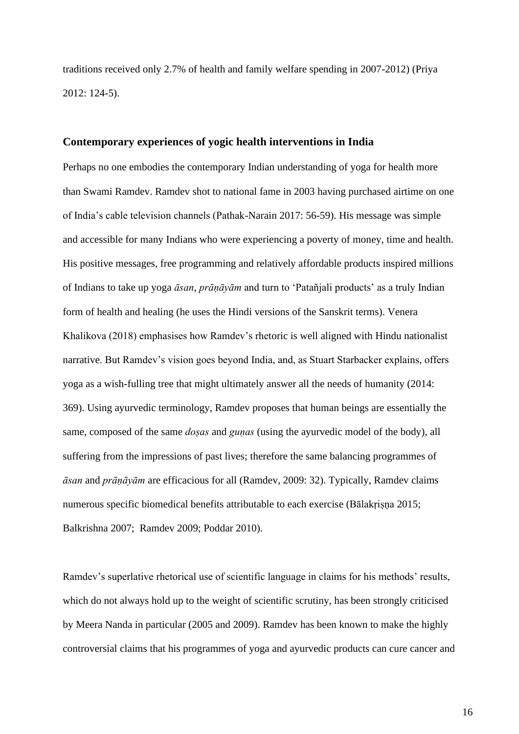traditions received only 2.7% of health and family welfare spending in 2007-2012) (Priya 2012: 124-5).

## Contemporary experiences of yogic health interventions in India

Perhaps no one embodies the contemporary Indian understanding of yoga for health more than Swami Ramdev. Ramdev shot to national fame in 2003 having purchased airtime on one of India's cable television channels (Pathak-Narain 2017: 56-59). His message was simple and accessible for many Indians who were experiencing a poverty of money, time and health. His positive messages, free programming and relatively affordable products inspired millions of Indians to take up yoga *āsan*, *prāṇāyām* and turn to 'Patañjali products' as a truly Indian form of health and healing (he uses the Hindi versions of the Sanskrit terms). Venera Khalikova (2018) emphasises how Ramdev's rhetoric is well aligned with Hindu nationalist narrative. But Ramdev's vision goes beyond India, and, as Stuart Starbacker explains, offers yoga as a wish-fulling tree that might ultimately answer all the needs of humanity (2014: 369). Using ayurvedic terminology, Ramdev proposes that human beings are essentially the same, composed of the same *doṣas* and *guṇas* (using the ayurvedic model of the body), all suffering from the impressions of past lives; therefore the same balancing programmes of *āsan* and *prāṇāyām* are efficacious for all (Ramdev, 2009: 32). Typically, Ramdev claims numerous specific biomedical benefits attributable to each exercise (Bālakṛiṣṇa 2015; Balkrishna 2007; Ramdev 2009; Poddar 2010).

Ramdev's superlative rhetorical use of scientific language in claims for his methods' results, which do not always hold up to the weight of scientific scrutiny, has been strongly criticised by Meera Nanda in particular (2005 and 2009). Ramdev has been known to make the highly controversial claims that his programmes of yoga and ayurvedic products can cure cancer and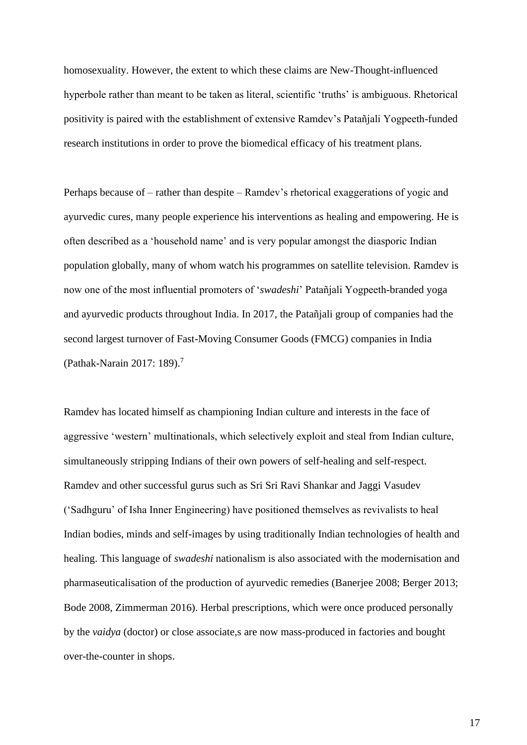homosexuality. However, the extent to which these claims are New-Thought-influenced hyperbole rather than meant to be taken as literal, scientific 'truths' is ambiguous. Rhetorical positivity is paired with the establishment of extensive Ramdev's Patañjali Yogpeeth-funded research institutions in order to prove the biomedical efficacy of his treatment plans.

Perhaps because of – rather than despite – Ramdev's rhetorical exaggerations of yogic and ayurvedic cures, many people experience his interventions as healing and empowering. He is often described as a 'household name' and is very popular amongst the diasporic Indian population globally, many of whom watch his programmes on satellite television. Ramdev is now one of the most influential promoters of '*swadeshi*' Patañjali Yogpeeth-branded yoga and ayurvedic products throughout India. In 2017, the Patañjali group of companies had the second largest turnover of Fast-Moving Consumer Goods (FMCG) companies in India (Pathak-Narain 2017: 189).[7]

Ramdev has located himself as championing Indian culture and interests in the face of aggressive 'western' multinationals, which selectively exploit and steal from Indian culture, simultaneously stripping Indians of their own powers of self-healing and self-respect. Ramdev and other successful gurus such as Sri Sri Ravi Shankar and Jaggi Vasudev ('Sadhguru' of Isha Inner Engineering) have positioned themselves as revivalists to heal Indian bodies, minds and self-images by using traditionally Indian technologies of health and healing. This language of *swadeshi* nationalism is also associated with the modernisation and pharmaseuticalisation of the production of ayurvedic remedies (Banerjee 2008; Berger 2013; Bode 2008, Zimmerman 2016). Herbal prescriptions, which were once produced personally by the *vaidya* (doctor) or close associate,s are now mass-produced in factories and bought over-the-counter in shops.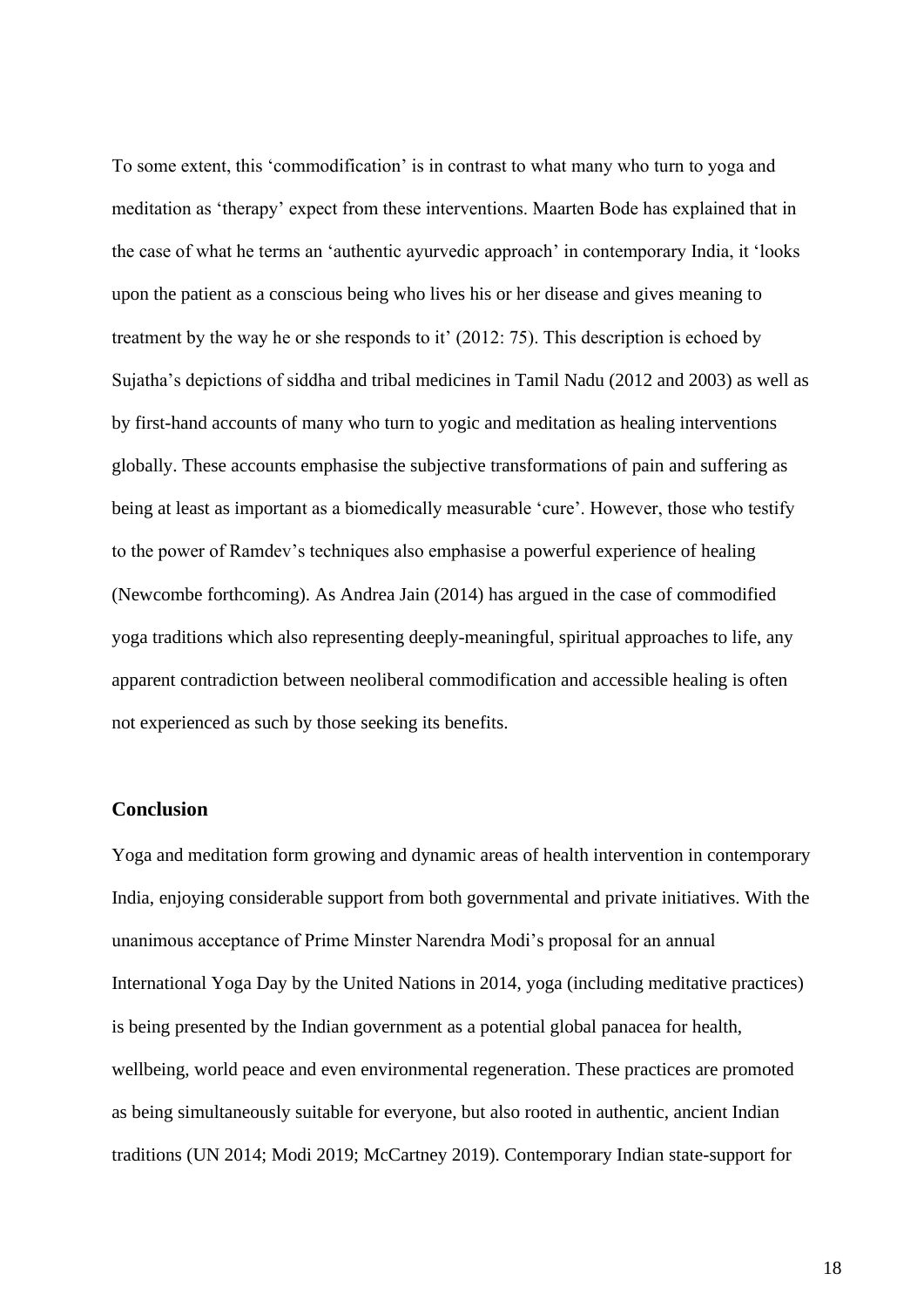To some extent, this 'commodification' is in contrast to what many who turn to yoga and meditation as 'therapy' expect from these interventions. Maarten Bode has explained that in the case of what he terms an 'authentic ayurvedic approach' in contemporary India, it 'looks upon the patient as a conscious being who lives his or her disease and gives meaning to treatment by the way he or she responds to it' (2012: 75). This description is echoed by Sujatha's depictions of siddha and tribal medicines in Tamil Nadu (2012 and 2003) as well as by first-hand accounts of many who turn to yogic and meditation as healing interventions globally. These accounts emphasise the subjective transformations of pain and suffering as being at least as important as a biomedically measurable 'cure'. However, those who testify to the power of Ramdev's techniques also emphasise a powerful experience of healing (Newcombe forthcoming). As Andrea Jain (2014) has argued in the case of commodified yoga traditions which also representing deeply-meaningful, spiritual approaches to life, any apparent contradiction between neoliberal commodification and accessible healing is often not experienced as such by those seeking its benefits.

## Conclusion

Yoga and meditation form growing and dynamic areas of health intervention in contemporary India, enjoying considerable support from both governmental and private initiatives. With the unanimous acceptance of Prime Minster Narendra Modi's proposal for an annual International Yoga Day by the United Nations in 2014, yoga (including meditative practices) is being presented by the Indian government as a potential global panacea for health, wellbeing, world peace and even environmental regeneration. These practices are promoted as being simultaneously suitable for everyone, but also rooted in authentic, ancient Indian traditions (UN 2014; Modi 2019; McCartney 2019). Contemporary Indian state-support for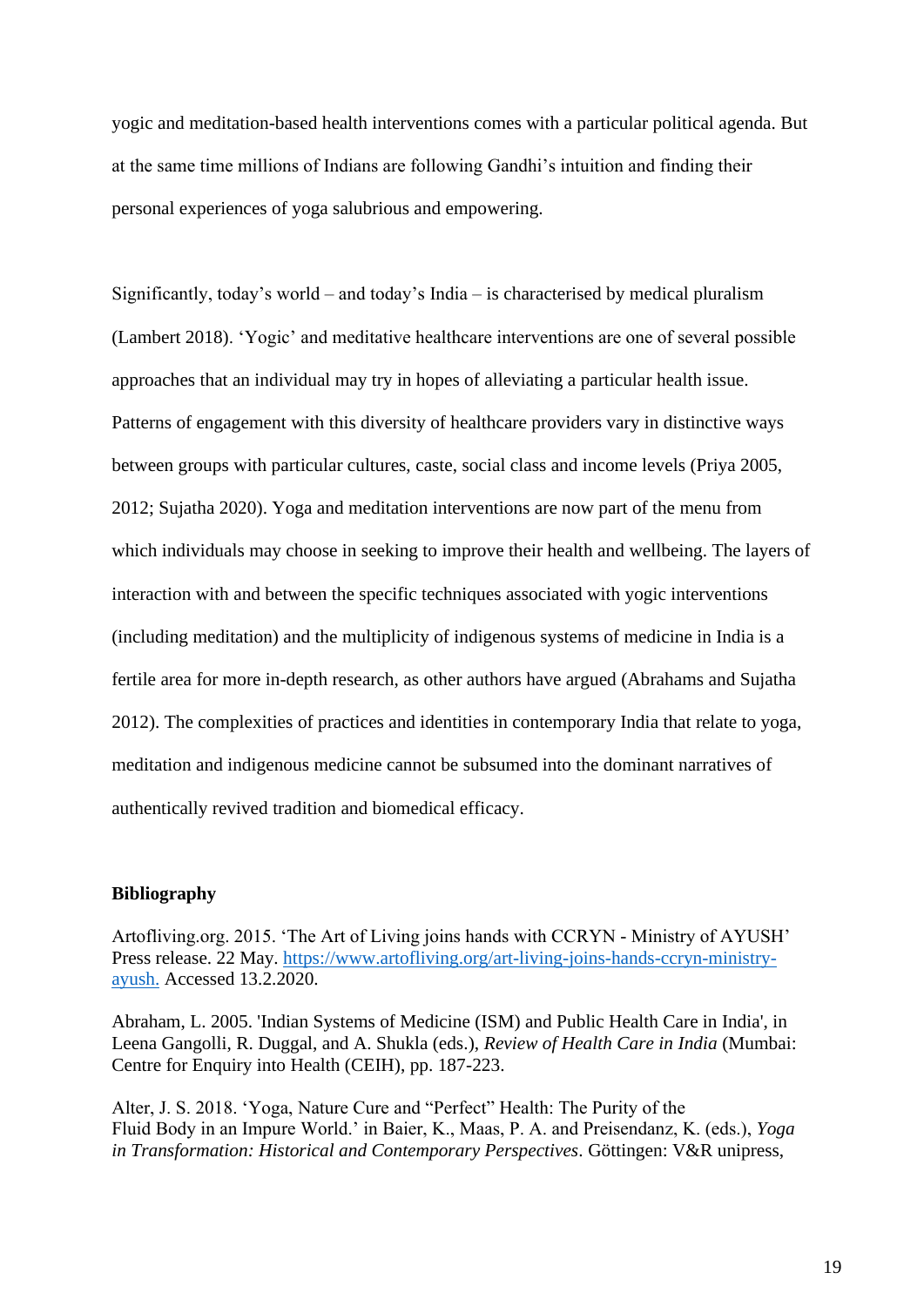yogic and meditation-based health interventions comes with a particular political agenda. But at the same time millions of Indians are following Gandhi's intuition and finding their personal experiences of yoga salubrious and empowering.

Significantly, today's world – and today's India – is characterised by medical pluralism (Lambert 2018). 'Yogic' and meditative healthcare interventions are one of several possible approaches that an individual may try in hopes of alleviating a particular health issue. Patterns of engagement with this diversity of healthcare providers vary in distinctive ways between groups with particular cultures, caste, social class and income levels (Priya 2005, 2012; Sujatha 2020). Yoga and meditation interventions are now part of the menu from which individuals may choose in seeking to improve their health and wellbeing. The layers of interaction with and between the specific techniques associated with yogic interventions (including meditation) and the multiplicity of indigenous systems of medicine in India is a fertile area for more in-depth research, as other authors have argued (Abrahams and Sujatha 2012). The complexities of practices and identities in contemporary India that relate to yoga, meditation and indigenous medicine cannot be subsumed into the dominant narratives of authentically revived tradition and biomedical efficacy.

**Bibliography**

Artofliving.org. 2015. 'The Art of Living joins hands with CCRYN - Ministry of AYUSH' Press release. 22 May. https://www.artofliving.org/art-living-joins-hands-ccryn-ministry-ayush. Accessed 13.2.2020.

Abraham, L. 2005. 'Indian Systems of Medicine (ISM) and Public Health Care in India', in Leena Gangolli, R. Duggal, and A. Shukla (eds.), *Review of Health Care in India* (Mumbai: Centre for Enquiry into Health (CEIH), pp. 187-223.

Alter, J. S. 2018. 'Yoga, Nature Cure and "Perfect" Health: The Purity of the Fluid Body in an Impure World.' in Baier, K., Maas, P. A. and Preisendanz, K. (eds.), *Yoga in Transformation: Historical and Contemporary Perspectives*. Göttingen: V&R unipress,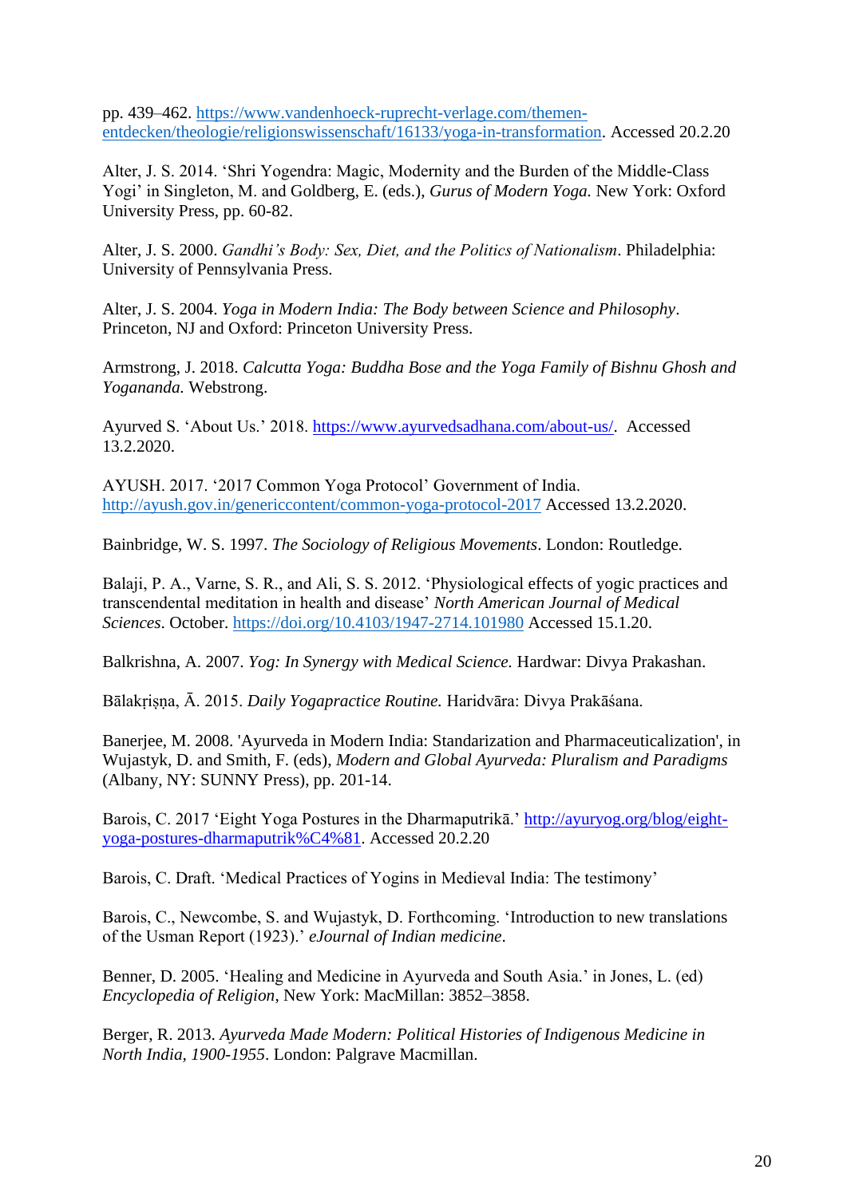pp. 439–462. https://www.vandenhoeck-ruprecht-verlage.com/themen-entdecken/theologie/religionswissenschaft/16133/yoga-in-transformation. Accessed 20.2.20

Alter, J. S. 2014. 'Shri Yogendra: Magic, Modernity and the Burden of the Middle-Class Yogi' in Singleton, M. and Goldberg, E. (eds.), *Gurus of Modern Yoga.* New York: Oxford University Press, pp. 60-82.

Alter, J. S. 2000. *Gandhi's Body: Sex, Diet, and the Politics of Nationalism*. Philadelphia: University of Pennsylvania Press.

Alter, J. S. 2004. *Yoga in Modern India: The Body between Science and Philosophy*. Princeton, NJ and Oxford: Princeton University Press.

Armstrong, J. 2018. *Calcutta Yoga: Buddha Bose and the Yoga Family of Bishnu Ghosh and Yogananda.* Webstrong.

Ayurved S. 'About Us.' 2018. https://www.ayurvedsadhana.com/about-us/. Accessed 13.2.2020.

AYUSH. 2017. '2017 Common Yoga Protocol' Government of India. http://ayush.gov.in/genericcontent/common-yoga-protocol-2017 Accessed 13.2.2020.

Bainbridge, W. S. 1997. *The Sociology of Religious Movements*. London: Routledge.

Balaji, P. A., Varne, S. R., and Ali, S. S. 2012. 'Physiological effects of yogic practices and transcendental meditation in health and disease' *North American Journal of Medical Sciences*. October. https://doi.org/10.4103/1947-2714.101980 Accessed 15.1.20.

Balkrishna, A. 2007. *Yog: In Synergy with Medical Science.* Hardwar: Divya Prakashan.

Bālakṛiṣṇa, Ā. 2015. *Daily Yogapractice Routine.* Haridvāra: Divya Prakāśana.

Banerjee, M. 2008. 'Ayurveda in Modern India: Standarization and Pharmaceuticalization', in Wujastyk, D. and Smith, F. (eds), *Modern and Global Ayurveda: Pluralism and Paradigms* (Albany, NY: SUNNY Press), pp. 201-14.

Barois, C. 2017 'Eight Yoga Postures in the Dharmaputrikā.' http://ayuryog.org/blog/eight-yoga-postures-dharmaputrik%C4%81. Accessed 20.2.20

Barois, C. Draft. 'Medical Practices of Yogins in Medieval India: The testimony'

Barois, C., Newcombe, S. and Wujastyk, D. Forthcoming. 'Introduction to new translations of the Usman Report (1923).' *eJournal of Indian medicine*.

Benner, D. 2005. 'Healing and Medicine in Ayurveda and South Asia.' in Jones, L. (ed) *Encyclopedia of Religion*, New York: MacMillan: 3852–3858.

Berger, R. 2013. *Ayurveda Made Modern: Political Histories of Indigenous Medicine in North India, 1900-1955*. London: Palgrave Macmillan.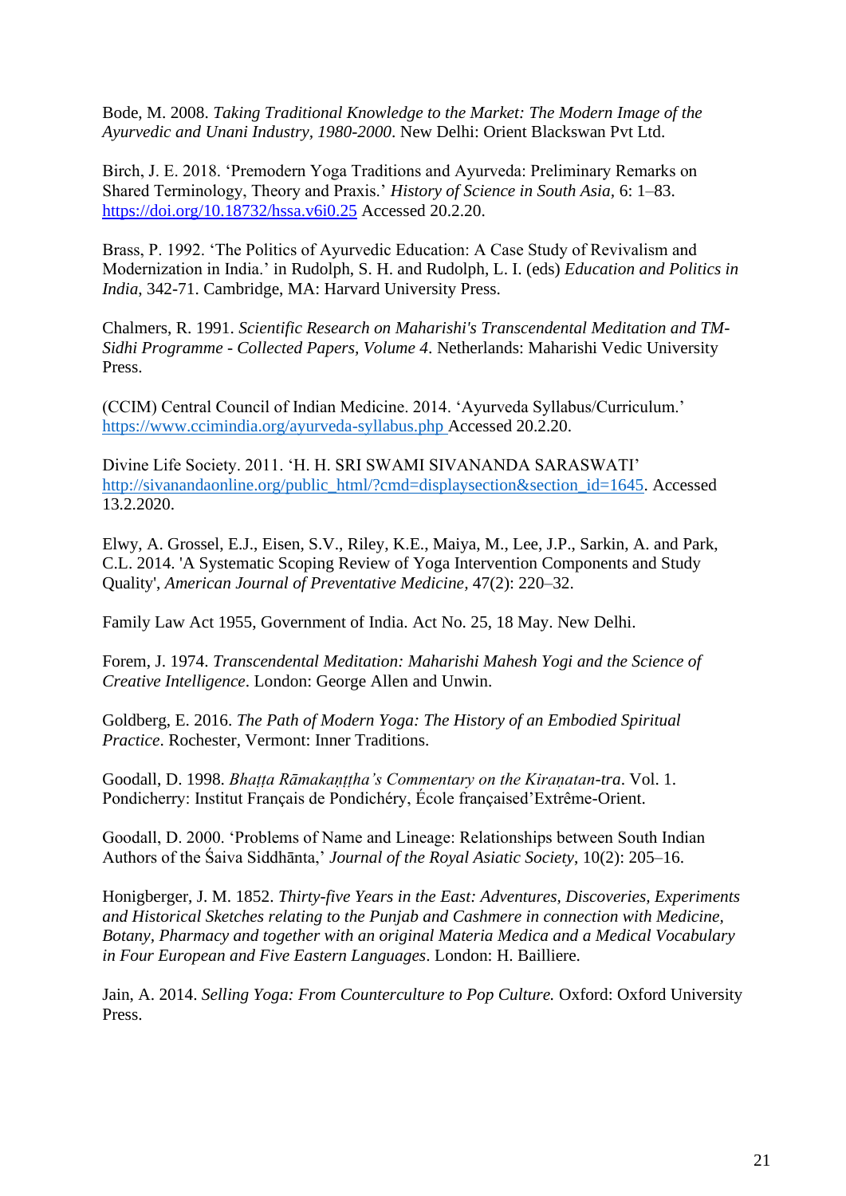Bode, M. 2008. *Taking Traditional Knowledge to the Market: The Modern Image of the Ayurvedic and Unani Industry, 1980-2000*. New Delhi: Orient Blackswan Pvt Ltd.

Birch, J. E. 2018. 'Premodern Yoga Traditions and Ayurveda: Preliminary Remarks on Shared Terminology, Theory and Praxis.' *History of Science in South Asia*, 6: 1–83. https://doi.org/10.18732/hssa.v6i0.25 Accessed 20.2.20.

Brass, P. 1992. 'The Politics of Ayurvedic Education: A Case Study of Revivalism and Modernization in India.' in Rudolph, S. H. and Rudolph, L. I. (eds) *Education and Politics in India*, 342-71. Cambridge, MA: Harvard University Press.

Chalmers, R. 1991. *Scientific Research on Maharishi's Transcendental Meditation and TM-Sidhi Programme - Collected Papers, Volume 4*. Netherlands: Maharishi Vedic University Press.

(CCIM) Central Council of Indian Medicine. 2014. 'Ayurveda Syllabus/Curriculum.' https://www.ccimindia.org/ayurveda-syllabus.php Accessed 20.2.20.

Divine Life Society. 2011. 'H. H. SRI SWAMI SIVANANDA SARASWATI' http://sivanandaonline.org/public_html/?cmd=displaysection&section_id=1645. Accessed 13.2.2020.

Elwy, A. Grossel, E.J., Eisen, S.V., Riley, K.E., Maiya, M., Lee, J.P., Sarkin, A. and Park, C.L. 2014. 'A Systematic Scoping Review of Yoga Intervention Components and Study Quality', *American Journal of Preventative Medicine*, 47(2): 220–32.

Family Law Act 1955, Government of India. Act No. 25, 18 May. New Delhi.

Forem, J. 1974. *Transcendental Meditation: Maharishi Mahesh Yogi and the Science of Creative Intelligence*. London: George Allen and Unwin.

Goldberg, E. 2016. *The Path of Modern Yoga: The History of an Embodied Spiritual Practice*. Rochester, Vermont: Inner Traditions.

Goodall, D. 1998. *Bhaṭṭa Rāmakaṇṭha's Commentary on the Kiraṇatan-tra*. Vol. 1. Pondicherry: Institut Français de Pondichéry, École françaised'Extrême-Orient.

Goodall, D. 2000. 'Problems of Name and Lineage: Relationships between South Indian Authors of the Śaiva Siddhānta,' *Journal of the Royal Asiatic Society*, 10(2): 205–16.

Honigberger, J. M. 1852. *Thirty-five Years in the East: Adventures, Discoveries, Experiments and Historical Sketches relating to the Punjab and Cashmere in connection with Medicine, Botany, Pharmacy and together with an original Materia Medica and a Medical Vocabulary in Four European and Five Eastern Languages*. London: H. Bailliere.

Jain, A. 2014. *Selling Yoga: From Counterculture to Pop Culture.* Oxford: Oxford University Press.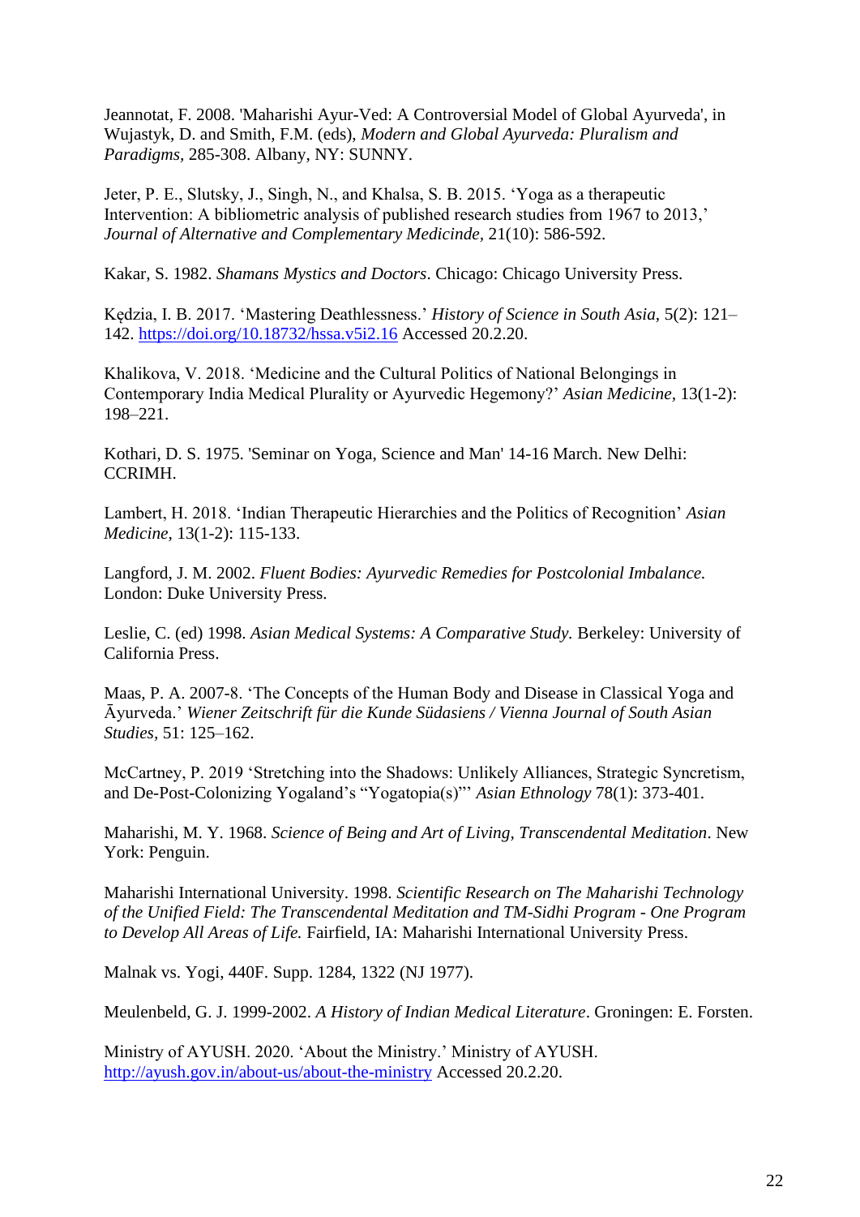Jeannotat, F. 2008. 'Maharishi Ayur-Ved: A Controversial Model of Global Ayurveda', in Wujastyk, D. and Smith, F.M. (eds), *Modern and Global Ayurveda: Pluralism and Paradigms*, 285-308. Albany, NY: SUNNY.

Jeter, P. E., Slutsky, J., Singh, N., and Khalsa, S. B. 2015. 'Yoga as a therapeutic Intervention: A bibliometric analysis of published research studies from 1967 to 2013,' *Journal of Alternative and Complementary Medicinde*, 21(10): 586-592.

Kakar, S. 1982. *Shamans Mystics and Doctors*. Chicago: Chicago University Press.

Kędzia, I. B. 2017. 'Mastering Deathlessness.' *History of Science in South Asia*, 5(2): 121–142. https://doi.org/10.18732/hssa.v5i2.16 Accessed 20.2.20.

Khalikova, V. 2018. 'Medicine and the Cultural Politics of National Belongings in Contemporary India Medical Plurality or Ayurvedic Hegemony?' *Asian Medicine*, 13(1-2): 198–221.

Kothari, D. S. 1975. 'Seminar on Yoga, Science and Man' 14-16 March. New Delhi: CCRIMH.

Lambert, H. 2018. 'Indian Therapeutic Hierarchies and the Politics of Recognition' *Asian Medicine*, 13(1-2): 115-133.

Langford, J. M. 2002. *Fluent Bodies: Ayurvedic Remedies for Postcolonial Imbalance.* London: Duke University Press.

Leslie, C. (ed) 1998. *Asian Medical Systems: A Comparative Study.* Berkeley: University of California Press.

Maas, P. A. 2007-8. 'The Concepts of the Human Body and Disease in Classical Yoga and Āyurveda.' *Wiener Zeitschrift für die Kunde Südasiens / Vienna Journal of South Asian Studies*, 51: 125–162.

McCartney, P. 2019 'Stretching into the Shadows: Unlikely Alliances, Strategic Syncretism, and De-Post-Colonizing Yogaland's "Yogatopia(s)"' *Asian Ethnology* 78(1): 373-401.

Maharishi, M. Y. 1968. *Science of Being and Art of Living, Transcendental Meditation*. New York: Penguin.

Maharishi International University. 1998. *Scientific Research on The Maharishi Technology of the Unified Field: The Transcendental Meditation and TM-Sidhi Program - One Program to Develop All Areas of Life.* Fairfield, IA: Maharishi International University Press.

Malnak vs. Yogi, 440F. Supp. 1284, 1322 (NJ 1977).

Meulenbeld, G. J. 1999-2002. *A History of Indian Medical Literature*. Groningen: E. Forsten.

Ministry of AYUSH. 2020. 'About the Ministry.' Ministry of AYUSH. http://ayush.gov.in/about-us/about-the-ministry Accessed 20.2.20.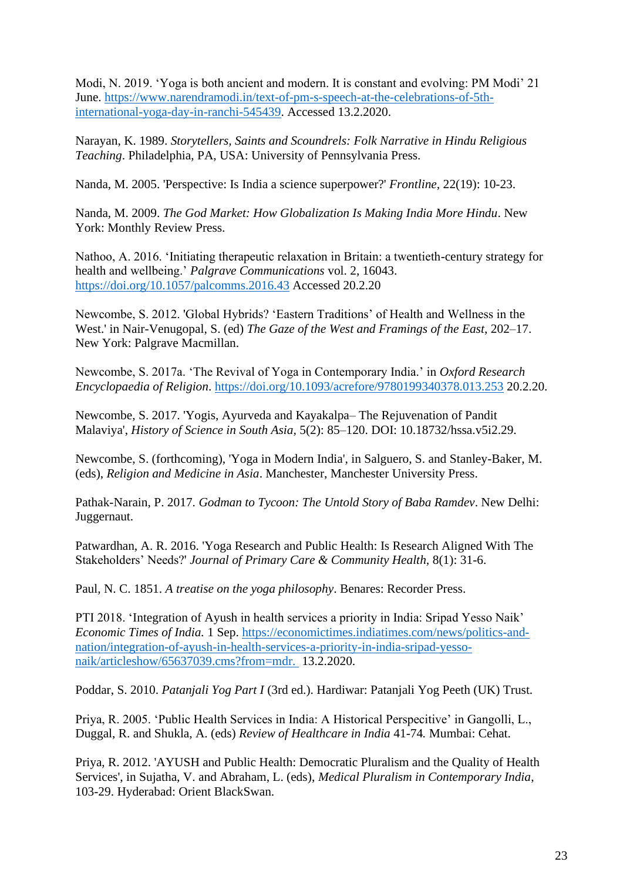Modi, N. 2019. ‘Yoga is both ancient and modern. It is constant and evolving: PM Modi’ 21 June. https://www.narendramodi.in/text-of-pm-s-speech-at-the-celebrations-of-5th-international-yoga-day-in-ranchi-545439. Accessed 13.2.2020.

Narayan, K. 1989. *Storytellers, Saints and Scoundrels: Folk Narrative in Hindu Religious Teaching*. Philadelphia, PA, USA: University of Pennsylvania Press.

Nanda, M. 2005. 'Perspective: Is India a science superpower?' *Frontline*, 22(19): 10-23.

Nanda, M. 2009. *The God Market: How Globalization Is Making India More Hindu*. New York: Monthly Review Press.

Nathoo, A. 2016. ‘Initiating therapeutic relaxation in Britain: a twentieth-century strategy for health and wellbeing.’ *Palgrave Communications* vol. 2, 16043. https://doi.org/10.1057/palcomms.2016.43 Accessed 20.2.20

Newcombe, S. 2012. 'Global Hybrids? ‘Eastern Traditions’ of Health and Wellness in the West.' in Nair-Venugopal, S. (ed) *The Gaze of the West and Framings of the East*, 202–17. New York: Palgrave Macmillan.

Newcombe, S. 2017a. ‘The Revival of Yoga in Contemporary India.’ in *Oxford Research Encyclopaedia of Religion*. https://doi.org/10.1093/acrefore/9780199340378.013.253 20.2.20.

Newcombe, S. 2017. 'Yogis, Ayurveda and Kayakalpa– The Rejuvenation of Pandit Malaviya', *History of Science in South Asia*, 5(2): 85–120. DOI: 10.18732/hssa.v5i2.29.

Newcombe, S. (forthcoming), 'Yoga in Modern India', in Salguero, S. and Stanley-Baker, M. (eds), *Religion and Medicine in Asia*. Manchester, Manchester University Press.

Pathak-Narain, P. 2017. *Godman to Tycoon: The Untold Story of Baba Ramdev*. New Delhi: Juggernaut.

Patwardhan, A. R. 2016. 'Yoga Research and Public Health: Is Research Aligned With The Stakeholders’ Needs?' *Journal of Primary Care & Community Health*, 8(1): 31-6.

Paul, N. C. 1851. *A treatise on the yoga philosophy*. Benares: Recorder Press.

PTI 2018. ‘Integration of Ayush in health services a priority in India: Sripad Yesso Naik’ *Economic Times of India.* 1 Sep. https://economictimes.indiatimes.com/news/politics-and-nation/integration-of-ayush-in-health-services-a-priority-in-india-sripad-yesso-naik/articleshow/65637039.cms?from=mdr. 13.2.2020.

Poddar, S. 2010. *Patanjali Yog Part I* (3rd ed.). Hardiwar: Patanjali Yog Peeth (UK) Trust.

Priya, R. 2005. ‘Public Health Services in India: A Historical Perspecitive’ in Gangolli, L., Duggal, R. and Shukla, A. (eds) *Review of Healthcare in India* 41-74*.* Mumbai: Cehat.

Priya, R. 2012. 'AYUSH and Public Health: Democratic Pluralism and the Quality of Health Services', in Sujatha, V. and Abraham, L. (eds), *Medical Pluralism in Contemporary India*, 103-29. Hyderabad: Orient BlackSwan.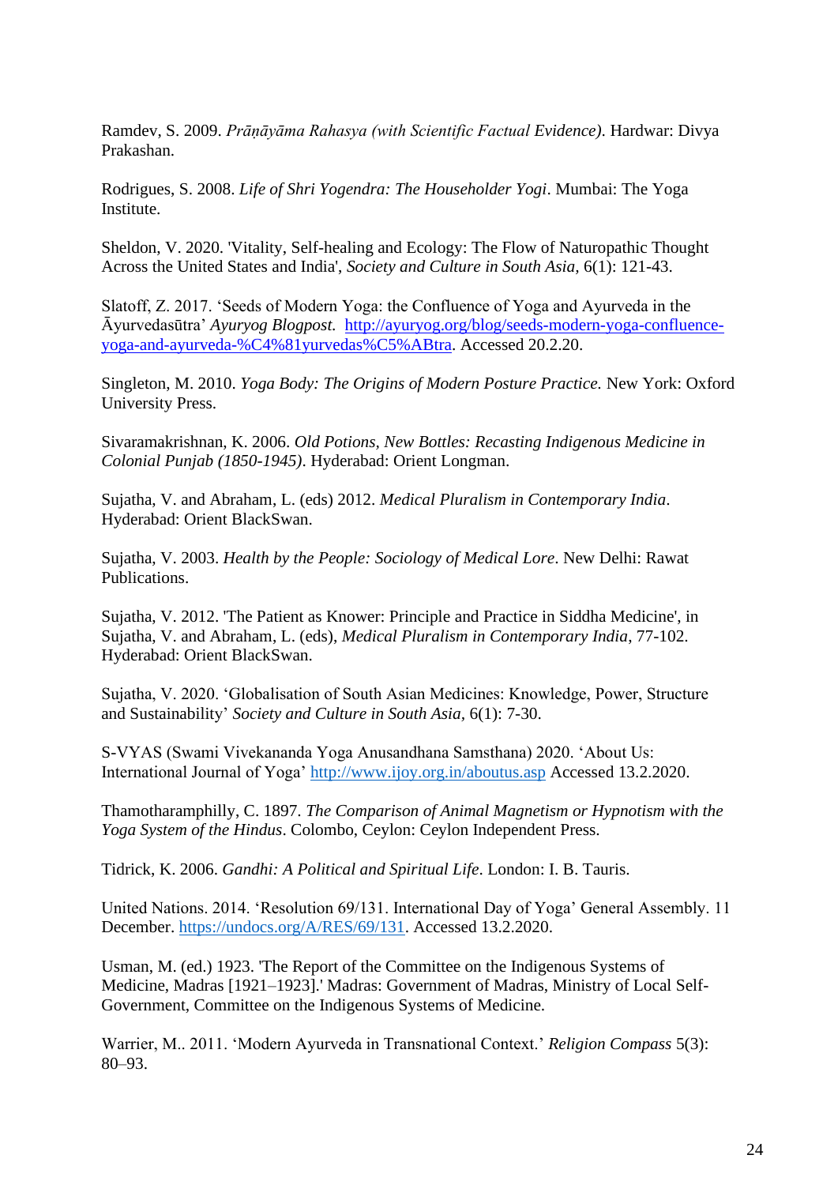Ramdev, S. 2009. *Prāṇāyāma Rahasya (with Scientific Factual Evidence)*. Hardwar: Divya Prakashan.

Rodrigues, S. 2008. *Life of Shri Yogendra: The Householder Yogi*. Mumbai: The Yoga Institute.

Sheldon, V. 2020. 'Vitality, Self-healing and Ecology: The Flow of Naturopathic Thought Across the United States and India', *Society and Culture in South Asia*, 6(1): 121-43.

Slatoff, Z. 2017. 'Seeds of Modern Yoga: the Confluence of Yoga and Ayurveda in the Āyurvedasūtra' *Ayuryog Blogpost*. [http://ayuryog.org/blog/seeds-modern-yoga-confluence-yoga-and-ayurveda-%C4%81yurvedas%C5%ABtra](http://ayuryog.org/blog/seeds-modern-yoga-confluence-yoga-and-ayurveda-%C4%81yurvedas%C5%ABtra). Accessed 20.2.20.

Singleton, M. 2010. *Yoga Body: The Origins of Modern Posture Practice.* New York: Oxford University Press.

Sivaramakrishnan, K. 2006. *Old Potions, New Bottles: Recasting Indigenous Medicine in Colonial Punjab (1850-1945)*. Hyderabad: Orient Longman.

Sujatha, V. and Abraham, L. (eds) 2012. *Medical Pluralism in Contemporary India*. Hyderabad: Orient BlackSwan.

Sujatha, V. 2003. *Health by the People: Sociology of Medical Lore*. New Delhi: Rawat Publications.

Sujatha, V. 2012. 'The Patient as Knower: Principle and Practice in Siddha Medicine', in Sujatha, V. and Abraham, L. (eds), *Medical Pluralism in Contemporary India*, 77-102. Hyderabad: Orient BlackSwan.

Sujatha, V. 2020. 'Globalisation of South Asian Medicines: Knowledge, Power, Structure and Sustainability' *Society and Culture in South Asia*, 6(1): 7-30.

S-VYAS (Swami Vivekananda Yoga Anusandhana Samsthana) 2020. 'About Us: International Journal of Yoga' [http://www.ijoy.org.in/aboutus.asp](http://www.ijoy.org.in/aboutus.asp) Accessed 13.2.2020.

Thamotharamphilly, C. 1897. *The Comparison of Animal Magnetism or Hypnotism with the Yoga System of the Hindus*. Colombo, Ceylon: Ceylon Independent Press.

Tidrick, K. 2006. *Gandhi: A Political and Spiritual Life*. London: I. B. Tauris.

United Nations. 2014. 'Resolution 69/131. International Day of Yoga' General Assembly. 11 December. [https://undocs.org/A/RES/69/131](https://undocs.org/A/RES/69/131). Accessed 13.2.2020.

Usman, M. (ed.) 1923. 'The Report of the Committee on the Indigenous Systems of Medicine, Madras [1921–1923].' Madras: Government of Madras, Ministry of Local Self-Government, Committee on the Indigenous Systems of Medicine.

Warrier, M.. 2011. 'Modern Ayurveda in Transnational Context.' *Religion Compass* 5(3): 80–93.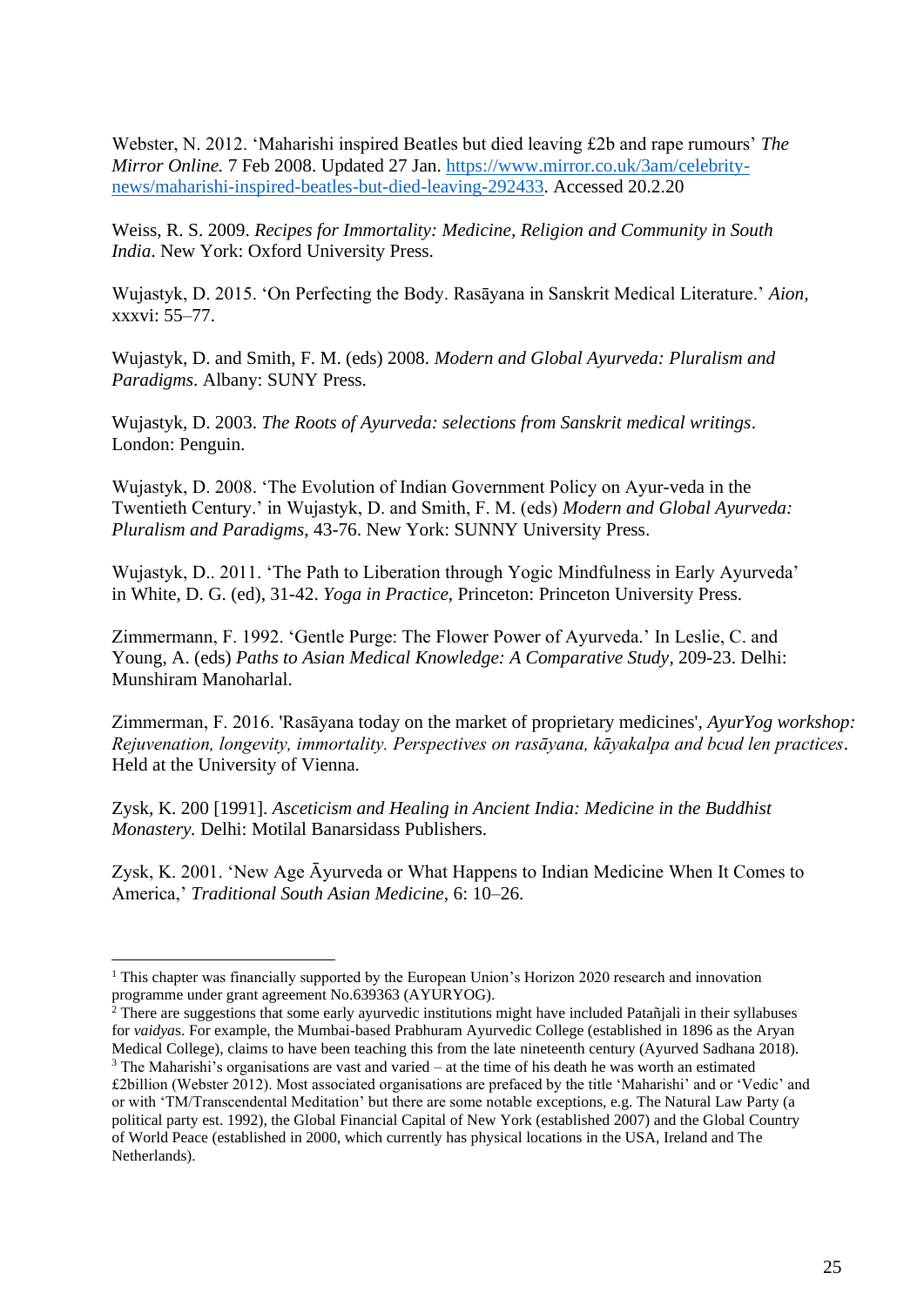Webster, N. 2012. 'Maharishi inspired Beatles but died leaving £2b and rape rumours' *The Mirror Online.* 7 Feb 2008. Updated 27 Jan. https://www.mirror.co.uk/3am/celebrity-news/maharishi-inspired-beatles-but-died-leaving-292433. Accessed 20.2.20

Weiss, R. S. 2009. *Recipes for Immortality: Medicine, Religion and Community in South India*. New York: Oxford University Press.

Wujastyk, D. 2015. 'On Perfecting the Body. Rasāyana in Sanskrit Medical Literature.' *Aion,* xxxvi: 55–77.

Wujastyk, D. and Smith, F. M. (eds) 2008. *Modern and Global Ayurveda: Pluralism and Paradigms*. Albany: SUNY Press.

Wujastyk, D. 2003. *The Roots of Ayurveda: selections from Sanskrit medical writings*. London: Penguin.

Wujastyk, D. 2008. 'The Evolution of Indian Government Policy on Ayur-veda in the Twentieth Century.' in Wujastyk, D. and Smith, F. M. (eds) *Modern and Global Ayurveda: Pluralism and Paradigms*, 43-76. New York: SUNNY University Press.

Wujastyk, D.. 2011. 'The Path to Liberation through Yogic Mindfulness in Early Ayurveda' in White, D. G. (ed), 31-42. *Yoga in Practice*, Princeton: Princeton University Press.

Zimmermann, F. 1992. 'Gentle Purge: The Flower Power of Ayurveda.' In Leslie, C. and Young, A. (eds) *Paths to Asian Medical Knowledge: A Comparative Study*, 209-23. Delhi: Munshiram Manoharlal.

Zimmerman, F. 2016. 'Rasāyana today on the market of proprietary medicines', *AyurYog workshop: Rejuvenation, longevity, immortality. Perspectives on rasāyana, kāyakalpa and bcud len practices*. Held at the University of Vienna.

Zysk, K. 200 [1991]. *Asceticism and Healing in Ancient India: Medicine in the Buddhist Monastery.* Delhi: Motilal Banarsidass Publishers.

Zysk, K. 2001. 'New Age Āyurveda or What Happens to Indian Medicine When It Comes to America,' *Traditional South Asian Medicine,* 6: 10–26.

---

[1] This chapter was financially supported by the European Union's Horizon 2020 research and innovation programme under grant agreement No.639363 (AYURYOG).

[2] There are suggestions that some early ayurvedic institutions might have included Patañjali in their syllabuses for *vaidya*s. For example, the Mumbai-based Prabhuram Ayurvedic College (established in 1896 as the Aryan Medical College), claims to have been teaching this from the late nineteenth century (Ayurved Sadhana 2018).

[3] The Maharishi's organisations are vast and varied – at the time of his death he was worth an estimated £2billion (Webster 2012). Most associated organisations are prefaced by the title 'Maharishi' and or 'Vedic' and or with 'TM/Transcendental Meditation' but there are some notable exceptions, e.g. The Natural Law Party (a political party est. 1992), the Global Financial Capital of New York (established 2007) and the Global Country of World Peace (established in 2000, which currently has physical locations in the USA, Ireland and The Netherlands).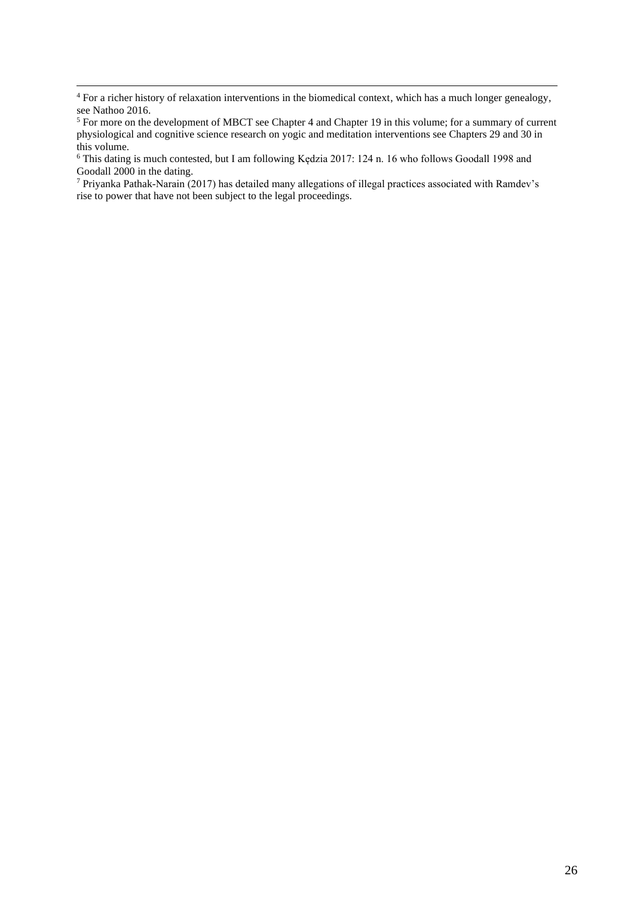[4] For a richer history of relaxation interventions in the biomedical context, which has a much longer genealogy, see Nathoo 2016.

[5] For more on the development of MBCT see Chapter 4 and Chapter 19 in this volume; for a summary of current physiological and cognitive science research on yogic and meditation interventions see Chapters 29 and 30 in this volume.

[6] This dating is much contested, but I am following Kędzia 2017: 124 n. 16 who follows Goodall 1998 and Goodall 2000 in the dating.

[7] Priyanka Pathak-Narain (2017) has detailed many allegations of illegal practices associated with Ramdev's rise to power that have not been subject to the legal proceedings.